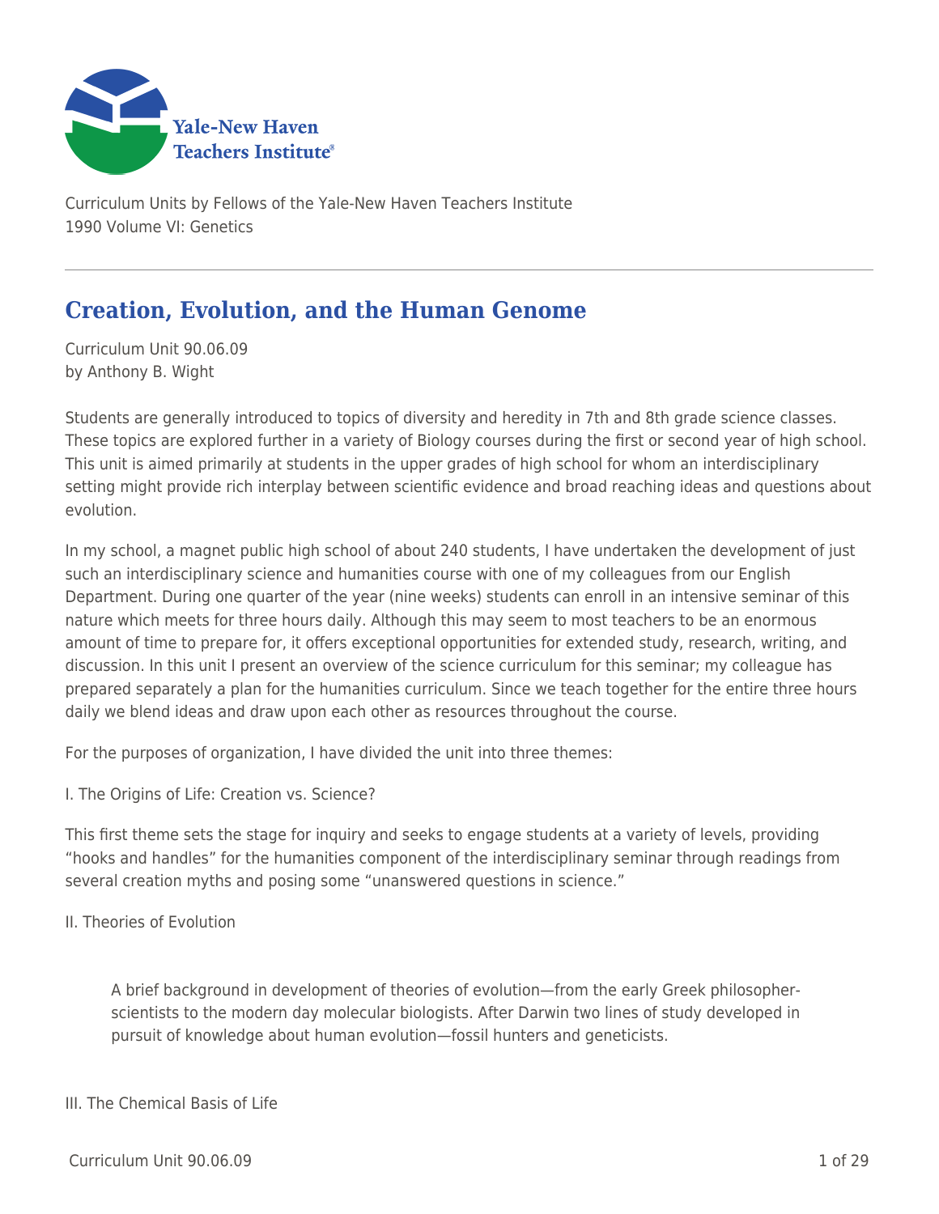Curriculum Units by Fellows of the Yale-New Haven Teachers Institute
1990 Volume VI: Genetics

# Creation, Evolution, and the Human Genome

Curriculum Unit 90.06.09
by Anthony B. Wight

Students are generally introduced to topics of diversity and heredity in 7th and 8th grade science classes. These topics are explored further in a variety of Biology courses during the first or second year of high school. This unit is aimed primarily at students in the upper grades of high school for whom an interdisciplinary setting might provide rich interplay between scientific evidence and broad reaching ideas and questions about evolution.

In my school, a magnet public high school of about 240 students, I have undertaken the development of just such an interdisciplinary science and humanities course with one of my colleagues from our English Department. During one quarter of the year (nine weeks) students can enroll in an intensive seminar of this nature which meets for three hours daily. Although this may seem to most teachers to be an enormous amount of time to prepare for, it offers exceptional opportunities for extended study, research, writing, and discussion. In this unit I present an overview of the science curriculum for this seminar; my colleague has prepared separately a plan for the humanities curriculum. Since we teach together for the entire three hours daily we blend ideas and draw upon each other as resources throughout the course.

For the purposes of organization, I have divided the unit into three themes:

I. The Origins of Life: Creation vs. Science?

This first theme sets the stage for inquiry and seeks to engage students at a variety of levels, providing "hooks and handles" for the humanities component of the interdisciplinary seminar through readings from several creation myths and posing some "unanswered questions in science."

II. Theories of Evolution

> A brief background in development of theories of evolution—from the early Greek philosopher-scientists to the modern day molecular biologists. After Darwin two lines of study developed in pursuit of knowledge about human evolution—fossil hunters and geneticists.

III. The Chemical Basis of Life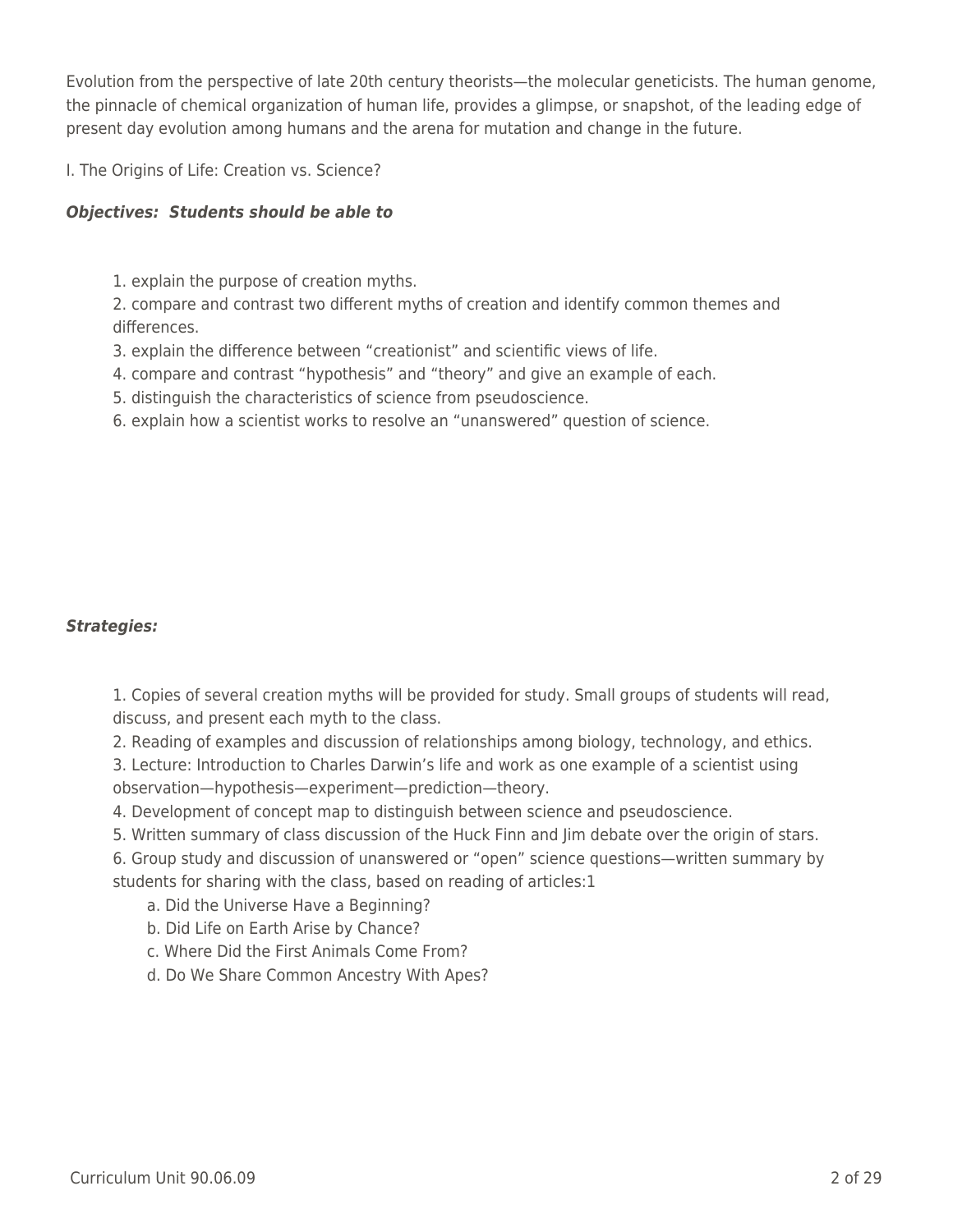Evolution from the perspective of late 20th century theorists—the molecular geneticists. The human genome, the pinnacle of chemical organization of human life, provides a glimpse, or snapshot, of the leading edge of present day evolution among humans and the arena for mutation and change in the future.

I. The Origins of Life: Creation vs. Science?

***Objectives: Students should be able to***

1. explain the purpose of creation myths.
2. compare and contrast two different myths of creation and identify common themes and differences.
3. explain the difference between "creationist" and scientific views of life.
4. compare and contrast "hypothesis" and "theory" and give an example of each.
5. distinguish the characteristics of science from pseudoscience.
6. explain how a scientist works to resolve an "unanswered" question of science.

***Strategies:***

1. Copies of several creation myths will be provided for study. Small groups of students will read, discuss, and present each myth to the class.
2. Reading of examples and discussion of relationships among biology, technology, and ethics.
3. Lecture: Introduction to Charles Darwin's life and work as one example of a scientist using observation—hypothesis—experiment—prediction—theory.
4. Development of concept map to distinguish between science and pseudoscience.
5. Written summary of class discussion of the Huck Finn and Jim debate over the origin of stars.
6. Group study and discussion of unanswered or "open" science questions—written summary by students for sharing with the class, based on reading of articles:[1]
   a. Did the Universe Have a Beginning?
   b. Did Life on Earth Arise by Chance?
   c. Where Did the First Animals Come From?
   d. Do We Share Common Ancestry With Apes?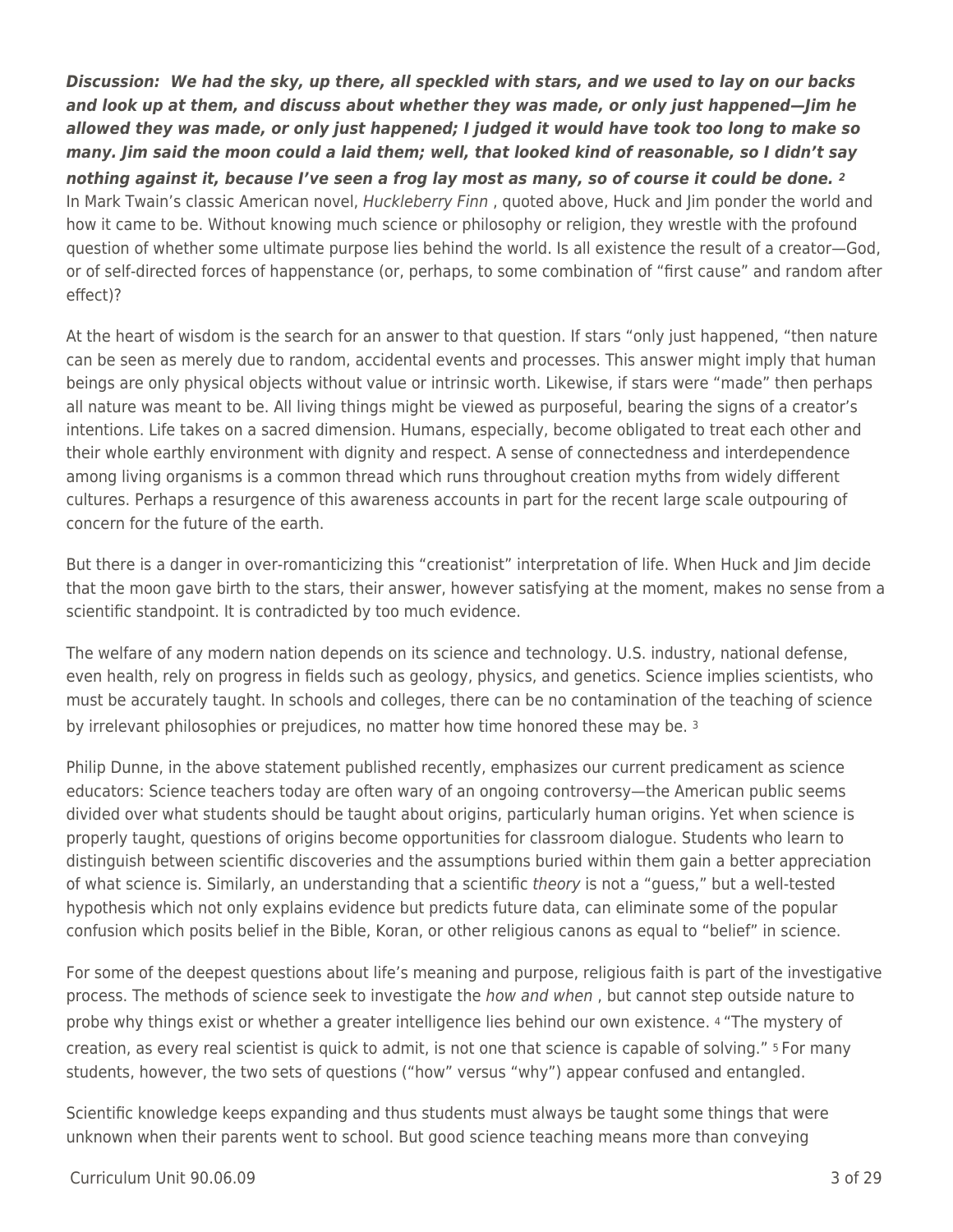***Discussion: We had the sky, up there, all speckled with stars, and we used to lay on our backs and look up at them, and discuss about whether they was made, or only just happened—Jim he allowed they was made, or only just happened; I judged it would have took too long to make so many. Jim said the moon could a laid them; well, that looked kind of reasonable, so I didn't say nothing against it, because I've seen a frog lay most as many, so of course it could be done.*** [2]

In Mark Twain's classic American novel, *Huckleberry Finn* , quoted above, Huck and Jim ponder the world and how it came to be. Without knowing much science or philosophy or religion, they wrestle with the profound question of whether some ultimate purpose lies behind the world. Is all existence the result of a creator—God, or of self-directed forces of happenstance (or, perhaps, to some combination of "first cause" and random after effect)?

At the heart of wisdom is the search for an answer to that question. If stars "only just happened, "then nature can be seen as merely due to random, accidental events and processes. This answer might imply that human beings are only physical objects without value or intrinsic worth. Likewise, if stars were "made" then perhaps all nature was meant to be. All living things might be viewed as purposeful, bearing the signs of a creator's intentions. Life takes on a sacred dimension. Humans, especially, become obligated to treat each other and their whole earthly environment with dignity and respect. A sense of connectedness and interdependence among living organisms is a common thread which runs throughout creation myths from widely different cultures. Perhaps a resurgence of this awareness accounts in part for the recent large scale outpouring of concern for the future of the earth.

But there is a danger in over-romanticizing this "creationist" interpretation of life. When Huck and Jim decide that the moon gave birth to the stars, their answer, however satisfying at the moment, makes no sense from a scientific standpoint. It is contradicted by too much evidence.

The welfare of any modern nation depends on its science and technology. U.S. industry, national defense, even health, rely on progress in fields such as geology, physics, and genetics. Science implies scientists, who must be accurately taught. In schools and colleges, there can be no contamination of the teaching of science by irrelevant philosophies or prejudices, no matter how time honored these may be. [3]

Philip Dunne, in the above statement published recently, emphasizes our current predicament as science educators: Science teachers today are often wary of an ongoing controversy—the American public seems divided over what students should be taught about origins, particularly human origins. Yet when science is properly taught, questions of origins become opportunities for classroom dialogue. Students who learn to distinguish between scientific discoveries and the assumptions buried within them gain a better appreciation of what science is. Similarly, an understanding that a scientific *theory* is not a "guess," but a well-tested hypothesis which not only explains evidence but predicts future data, can eliminate some of the popular confusion which posits belief in the Bible, Koran, or other religious canons as equal to "belief" in science.

For some of the deepest questions about life's meaning and purpose, religious faith is part of the investigative process. The methods of science seek to investigate the *how and when* , but cannot step outside nature to probe why things exist or whether a greater intelligence lies behind our own existence. [4] "The mystery of creation, as every real scientist is quick to admit, is not one that science is capable of solving." [5] For many students, however, the two sets of questions ("how" versus "why") appear confused and entangled.

Scientific knowledge keeps expanding and thus students must always be taught some things that were unknown when their parents went to school. But good science teaching means more than conveying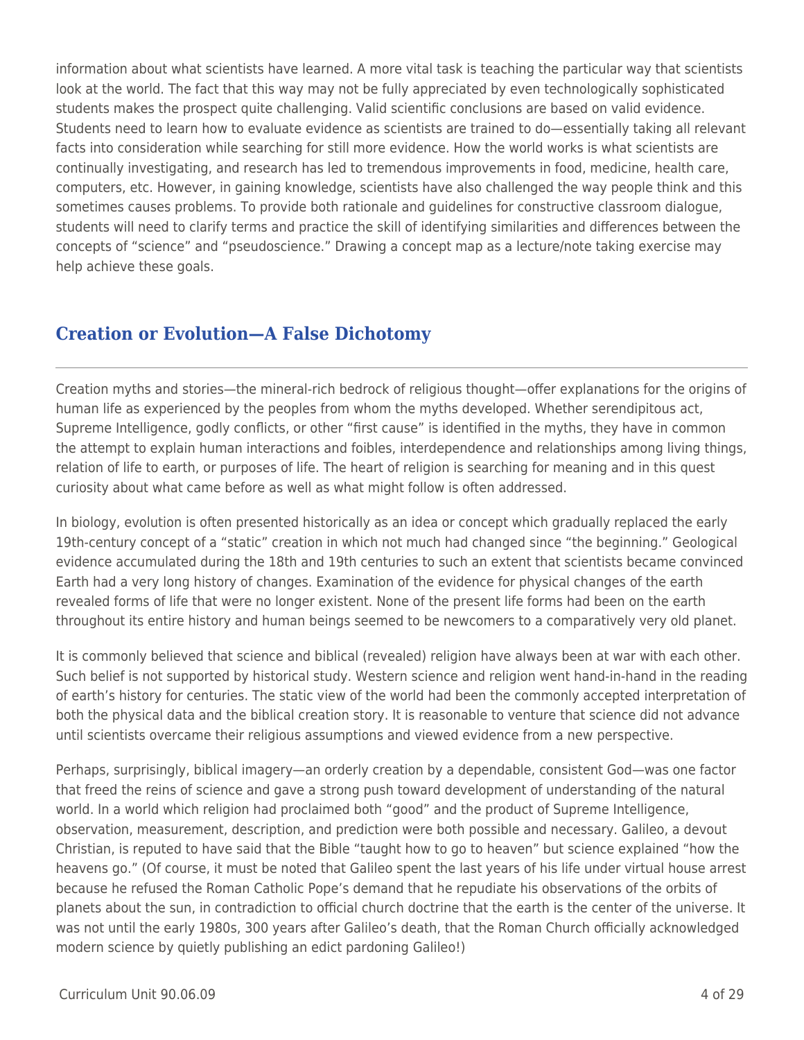information about what scientists have learned. A more vital task is teaching the particular way that scientists look at the world. The fact that this way may not be fully appreciated by even technologically sophisticated students makes the prospect quite challenging. Valid scientific conclusions are based on valid evidence. Students need to learn how to evaluate evidence as scientists are trained to do—essentially taking all relevant facts into consideration while searching for still more evidence. How the world works is what scientists are continually investigating, and research has led to tremendous improvements in food, medicine, health care, computers, etc. However, in gaining knowledge, scientists have also challenged the way people think and this sometimes causes problems. To provide both rationale and guidelines for constructive classroom dialogue, students will need to clarify terms and practice the skill of identifying similarities and differences between the concepts of "science" and "pseudoscience." Drawing a concept map as a lecture/note taking exercise may help achieve these goals.

## Creation or Evolution—A False Dichotomy

Creation myths and stories—the mineral-rich bedrock of religious thought—offer explanations for the origins of human life as experienced by the peoples from whom the myths developed. Whether serendipitous act, Supreme Intelligence, godly conflicts, or other "first cause" is identified in the myths, they have in common the attempt to explain human interactions and foibles, interdependence and relationships among living things, relation of life to earth, or purposes of life. The heart of religion is searching for meaning and in this quest curiosity about what came before as well as what might follow is often addressed.

In biology, evolution is often presented historically as an idea or concept which gradually replaced the early 19th-century concept of a "static" creation in which not much had changed since "the beginning." Geological evidence accumulated during the 18th and 19th centuries to such an extent that scientists became convinced Earth had a very long history of changes. Examination of the evidence for physical changes of the earth revealed forms of life that were no longer existent. None of the present life forms had been on the earth throughout its entire history and human beings seemed to be newcomers to a comparatively very old planet.

It is commonly believed that science and biblical (revealed) religion have always been at war with each other. Such belief is not supported by historical study. Western science and religion went hand-in-hand in the reading of earth's history for centuries. The static view of the world had been the commonly accepted interpretation of both the physical data and the biblical creation story. It is reasonable to venture that science did not advance until scientists overcame their religious assumptions and viewed evidence from a new perspective.

Perhaps, surprisingly, biblical imagery—an orderly creation by a dependable, consistent God—was one factor that freed the reins of science and gave a strong push toward development of understanding of the natural world. In a world which religion had proclaimed both "good" and the product of Supreme Intelligence, observation, measurement, description, and prediction were both possible and necessary. Galileo, a devout Christian, is reputed to have said that the Bible "taught how to go to heaven" but science explained "how the heavens go." (Of course, it must be noted that Galileo spent the last years of his life under virtual house arrest because he refused the Roman Catholic Pope's demand that he repudiate his observations of the orbits of planets about the sun, in contradiction to official church doctrine that the earth is the center of the universe. It was not until the early 1980s, 300 years after Galileo's death, that the Roman Church officially acknowledged modern science by quietly publishing an edict pardoning Galileo!)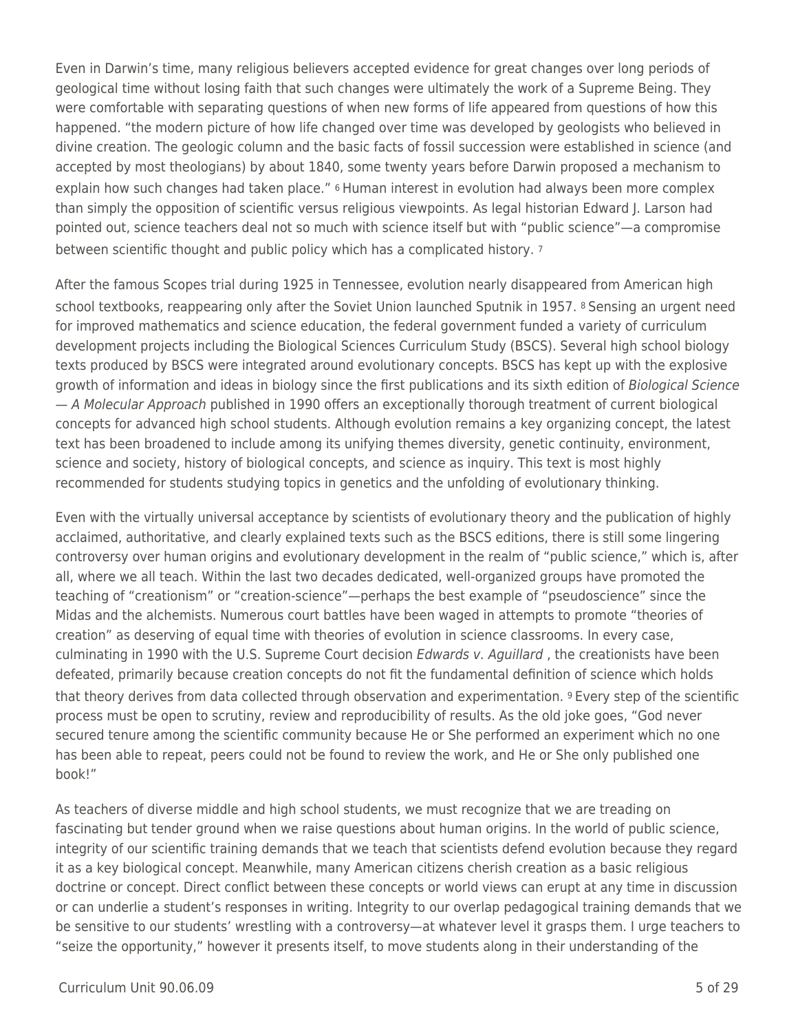Even in Darwin's time, many religious believers accepted evidence for great changes over long periods of geological time without losing faith that such changes were ultimately the work of a Supreme Being. They were comfortable with separating questions of when new forms of life appeared from questions of how this happened. "the modern picture of how life changed over time was developed by geologists who believed in divine creation. The geologic column and the basic facts of fossil succession were established in science (and accepted by most theologians) by about 1840, some twenty years before Darwin proposed a mechanism to explain how such changes had taken place." [6] Human interest in evolution had always been more complex than simply the opposition of scientific versus religious viewpoints. As legal historian Edward J. Larson had pointed out, science teachers deal not so much with science itself but with "public science"—a compromise between scientific thought and public policy which has a complicated history. [7]

After the famous Scopes trial during 1925 in Tennessee, evolution nearly disappeared from American high school textbooks, reappearing only after the Soviet Union launched Sputnik in 1957. [8] Sensing an urgent need for improved mathematics and science education, the federal government funded a variety of curriculum development projects including the Biological Sciences Curriculum Study (BSCS). Several high school biology texts produced by BSCS were integrated around evolutionary concepts. BSCS has kept up with the explosive growth of information and ideas in biology since the first publications and its sixth edition of *Biological Science — A Molecular Approach* published in 1990 offers an exceptionally thorough treatment of current biological concepts for advanced high school students. Although evolution remains a key organizing concept, the latest text has been broadened to include among its unifying themes diversity, genetic continuity, environment, science and society, history of biological concepts, and science as inquiry. This text is most highly recommended for students studying topics in genetics and the unfolding of evolutionary thinking.

Even with the virtually universal acceptance by scientists of evolutionary theory and the publication of highly acclaimed, authoritative, and clearly explained texts such as the BSCS editions, there is still some lingering controversy over human origins and evolutionary development in the realm of "public science," which is, after all, where we all teach. Within the last two decades dedicated, well-organized groups have promoted the teaching of "creationism" or "creation-science"—perhaps the best example of "pseudoscience" since the Midas and the alchemists. Numerous court battles have been waged in attempts to promote "theories of creation" as deserving of equal time with theories of evolution in science classrooms. In every case, culminating in 1990 with the U.S. Supreme Court decision *Edwards v. Aguillard* , the creationists have been defeated, primarily because creation concepts do not fit the fundamental definition of science which holds that theory derives from data collected through observation and experimentation. [9] Every step of the scientific process must be open to scrutiny, review and reproducibility of results. As the old joke goes, "God never secured tenure among the scientific community because He or She performed an experiment which no one has been able to repeat, peers could not be found to review the work, and He or She only published one book!"

As teachers of diverse middle and high school students, we must recognize that we are treading on fascinating but tender ground when we raise questions about human origins. In the world of public science, integrity of our scientific training demands that we teach that scientists defend evolution because they regard it as a key biological concept. Meanwhile, many American citizens cherish creation as a basic religious doctrine or concept. Direct conflict between these concepts or world views can erupt at any time in discussion or can underlie a student's responses in writing. Integrity to our overlap pedagogical training demands that we be sensitive to our students' wrestling with a controversy—at whatever level it grasps them. I urge teachers to "seize the opportunity," however it presents itself, to move students along in their understanding of the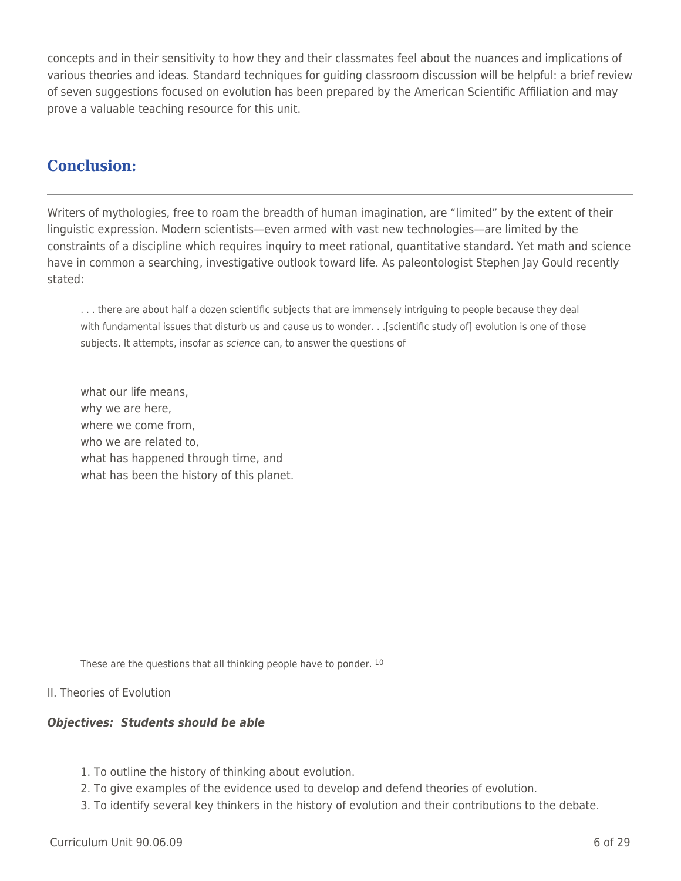concepts and in their sensitivity to how they and their classmates feel about the nuances and implications of various theories and ideas. Standard techniques for guiding classroom discussion will be helpful: a brief review of seven suggestions focused on evolution has been prepared by the American Scientific Affiliation and may prove a valuable teaching resource for this unit.

## Conclusion:

Writers of mythologies, free to roam the breadth of human imagination, are "limited" by the extent of their linguistic expression. Modern scientists—even armed with vast new technologies—are limited by the constraints of a discipline which requires inquiry to meet rational, quantitative standard. Yet math and science have in common a searching, investigative outlook toward life. As paleontologist Stephen Jay Gould recently stated:

> . . . there are about half a dozen scientific subjects that are immensely intriguing to people because they deal with fundamental issues that disturb us and cause us to wonder. . .[scientific study of] evolution is one of those subjects. It attempts, insofar as *science* can, to answer the questions of
>
> what our life means,
> why we are here,
> where we come from,
> who we are related to,
> what has happened through time, and
> what has been the history of this planet.
>
> These are the questions that all thinking people have to ponder. [10]

II. Theories of Evolution

***Objectives: Students should be able***

1. To outline the history of thinking about evolution.
2. To give examples of the evidence used to develop and defend theories of evolution.
3. To identify several key thinkers in the history of evolution and their contributions to the debate.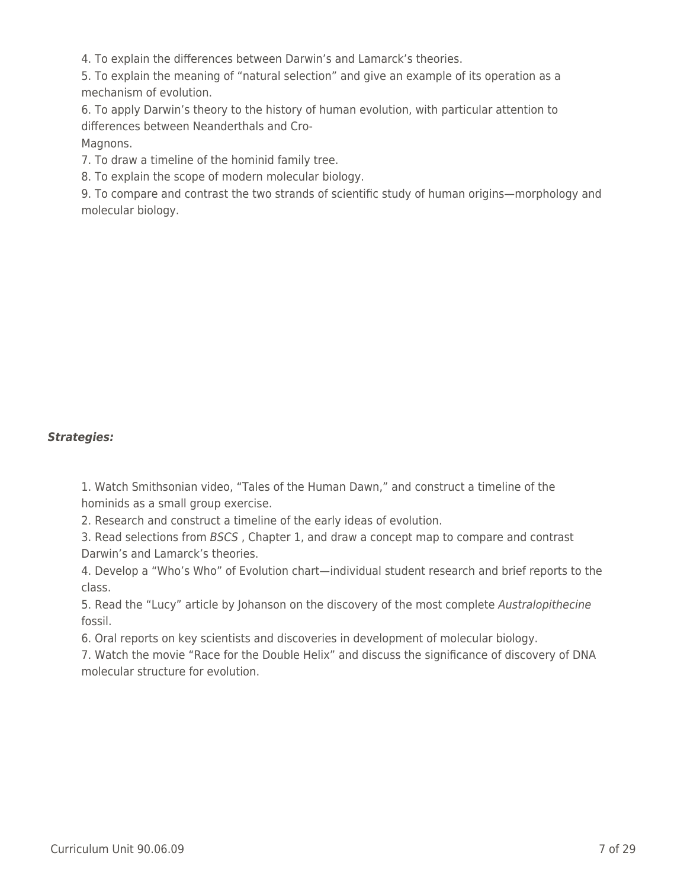4. To explain the differences between Darwin’s and Lamarck’s theories.
5. To explain the meaning of “natural selection” and give an example of its operation as a mechanism of evolution.
6. To apply Darwin’s theory to the history of human evolution, with particular attention to differences between Neanderthals and Cro-Magnons.
7. To draw a timeline of the hominid family tree.
8. To explain the scope of modern molecular biology.
9. To compare and contrast the two strands of scientific study of human origins—morphology and molecular biology.

***Strategies:***

1. Watch Smithsonian video, “Tales of the Human Dawn,” and construct a timeline of the hominids as a small group exercise.
2. Research and construct a timeline of the early ideas of evolution.
3. Read selections from *BSCS* , Chapter 1, and draw a concept map to compare and contrast Darwin’s and Lamarck’s theories.
4. Develop a “Who’s Who” of Evolution chart—individual student research and brief reports to the class.
5. Read the “Lucy” article by Johanson on the discovery of the most complete *Australopithecine* fossil.
6. Oral reports on key scientists and discoveries in development of molecular biology.
7. Watch the movie “Race for the Double Helix” and discuss the significance of discovery of DNA molecular structure for evolution.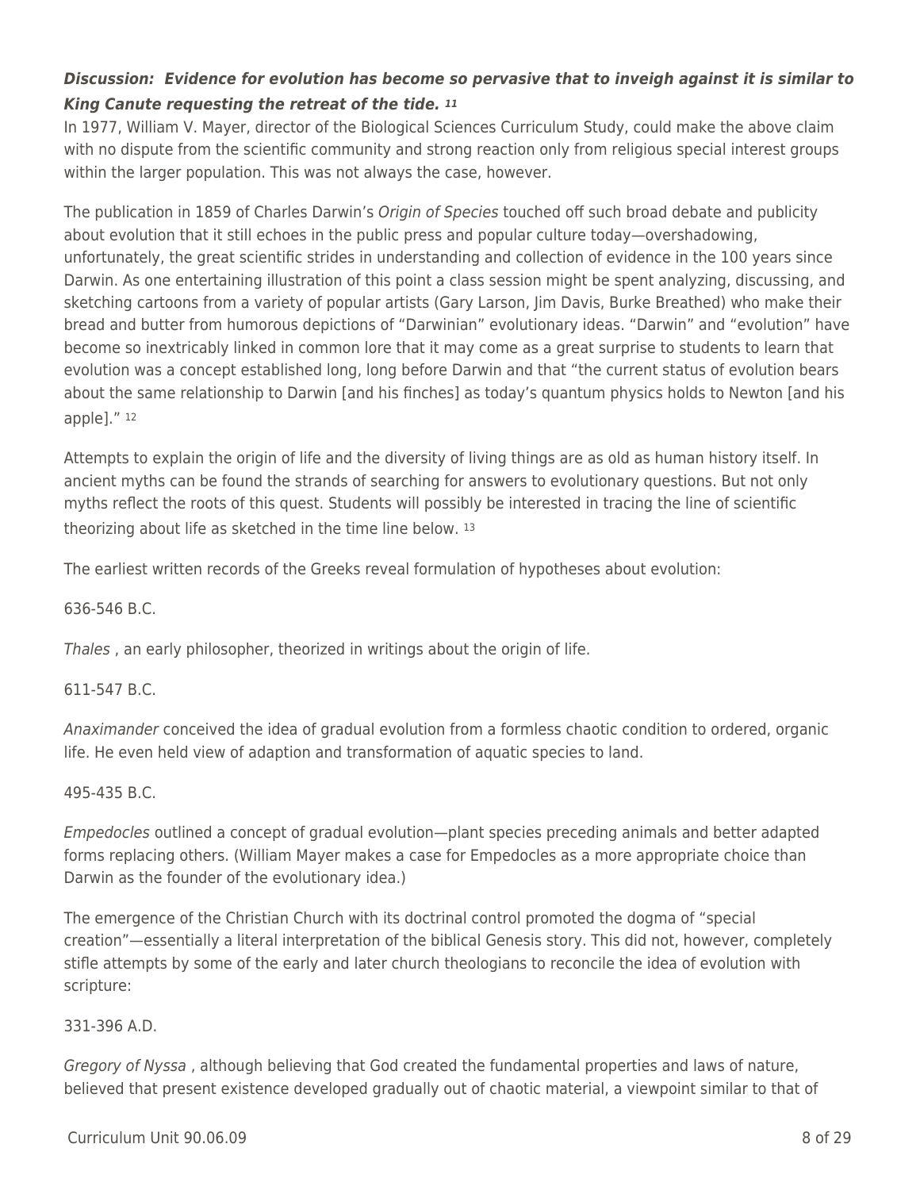***Discussion: Evidence for evolution has become so pervasive that to inveigh against it is similar to King Canute requesting the retreat of the tide.*** [11]

In 1977, William V. Mayer, director of the Biological Sciences Curriculum Study, could make the above claim with no dispute from the scientific community and strong reaction only from religious special interest groups within the larger population. This was not always the case, however.

The publication in 1859 of Charles Darwin's *Origin of Species* touched off such broad debate and publicity about evolution that it still echoes in the public press and popular culture today—overshadowing, unfortunately, the great scientific strides in understanding and collection of evidence in the 100 years since Darwin. As one entertaining illustration of this point a class session might be spent analyzing, discussing, and sketching cartoons from a variety of popular artists (Gary Larson, Jim Davis, Burke Breathed) who make their bread and butter from humorous depictions of "Darwinian" evolutionary ideas. "Darwin" and "evolution" have become so inextricably linked in common lore that it may come as a great surprise to students to learn that evolution was a concept established long, long before Darwin and that "the current status of evolution bears about the same relationship to Darwin [and his finches] as today's quantum physics holds to Newton [and his apple]." [12]

Attempts to explain the origin of life and the diversity of living things are as old as human history itself. In ancient myths can be found the strands of searching for answers to evolutionary questions. But not only myths reflect the roots of this quest. Students will possibly be interested in tracing the line of scientific theorizing about life as sketched in the time line below. [13]

The earliest written records of the Greeks reveal formulation of hypotheses about evolution:

636-546 B.C.

*Thales* , an early philosopher, theorized in writings about the origin of life.

611-547 B.C.

*Anaximander* conceived the idea of gradual evolution from a formless chaotic condition to ordered, organic life. He even held view of adaption and transformation of aquatic species to land.

495-435 B.C.

*Empedocles* outlined a concept of gradual evolution—plant species preceding animals and better adapted forms replacing others. (William Mayer makes a case for Empedocles as a more appropriate choice than Darwin as the founder of the evolutionary idea.)

The emergence of the Christian Church with its doctrinal control promoted the dogma of "special creation"—essentially a literal interpretation of the biblical Genesis story. This did not, however, completely stifle attempts by some of the early and later church theologians to reconcile the idea of evolution with scripture:

331-396 A.D.

*Gregory of Nyssa* , although believing that God created the fundamental properties and laws of nature, believed that present existence developed gradually out of chaotic material, a viewpoint similar to that of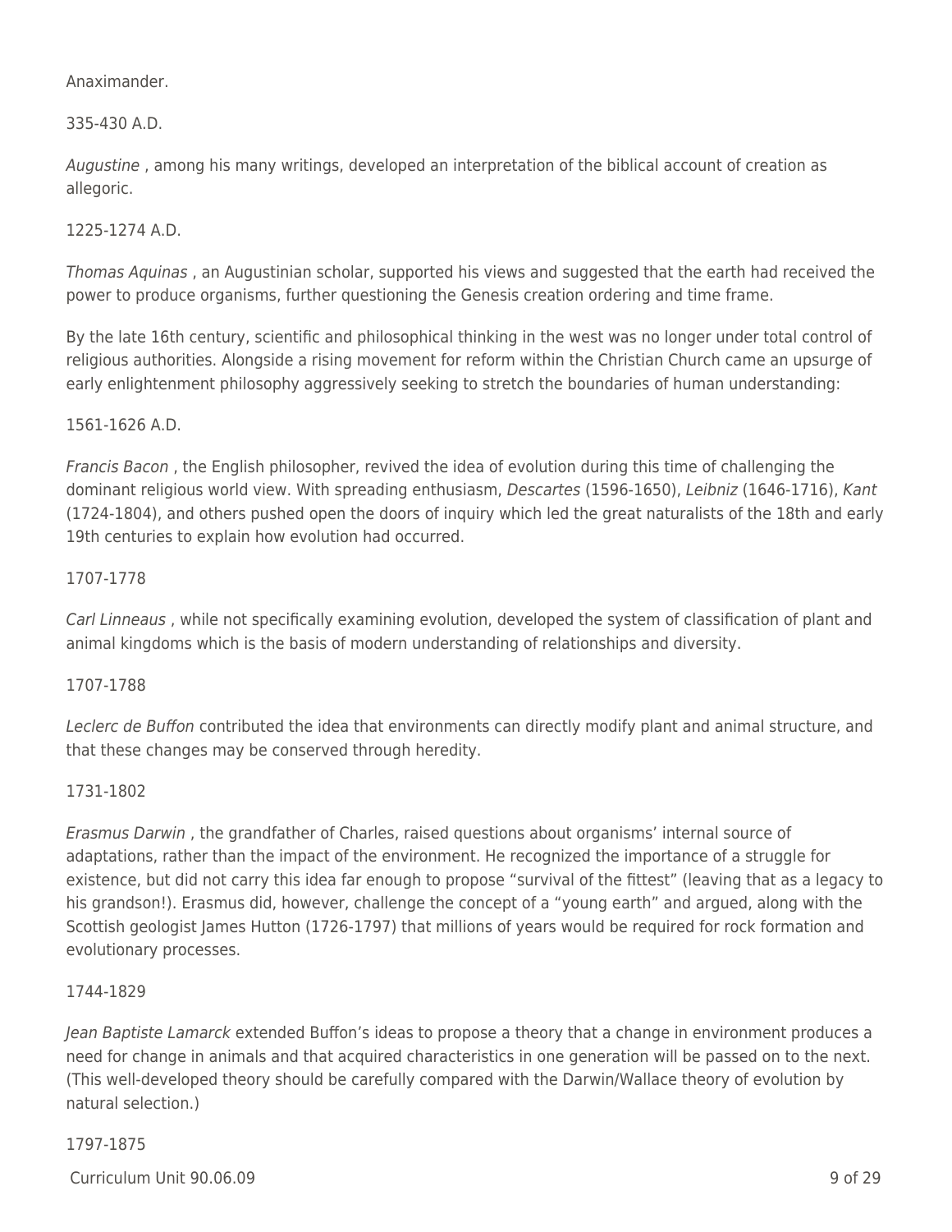Anaximander.

335-430 A.D.

*Augustine* , among his many writings, developed an interpretation of the biblical account of creation as allegoric.

1225-1274 A.D.

*Thomas Aquinas* , an Augustinian scholar, supported his views and suggested that the earth had received the power to produce organisms, further questioning the Genesis creation ordering and time frame.

By the late 16th century, scientific and philosophical thinking in the west was no longer under total control of religious authorities. Alongside a rising movement for reform within the Christian Church came an upsurge of early enlightenment philosophy aggressively seeking to stretch the boundaries of human understanding:

1561-1626 A.D.

*Francis Bacon* , the English philosopher, revived the idea of evolution during this time of challenging the dominant religious world view. With spreading enthusiasm, *Descartes* (1596-1650), *Leibniz* (1646-1716), *Kant* (1724-1804), and others pushed open the doors of inquiry which led the great naturalists of the 18th and early 19th centuries to explain how evolution had occurred.

1707-1778

*Carl Linneaus* , while not specifically examining evolution, developed the system of classification of plant and animal kingdoms which is the basis of modern understanding of relationships and diversity.

1707-1788

*Leclerc de Buffon* contributed the idea that environments can directly modify plant and animal structure, and that these changes may be conserved through heredity.

1731-1802

*Erasmus Darwin* , the grandfather of Charles, raised questions about organisms' internal source of adaptations, rather than the impact of the environment. He recognized the importance of a struggle for existence, but did not carry this idea far enough to propose "survival of the fittest" (leaving that as a legacy to his grandson!). Erasmus did, however, challenge the concept of a "young earth" and argued, along with the Scottish geologist James Hutton (1726-1797) that millions of years would be required for rock formation and evolutionary processes.

1744-1829

*Jean Baptiste Lamarck* extended Buffon's ideas to propose a theory that a change in environment produces a need for change in animals and that acquired characteristics in one generation will be passed on to the next. (This well-developed theory should be carefully compared with the Darwin/Wallace theory of evolution by natural selection.)

1797-1875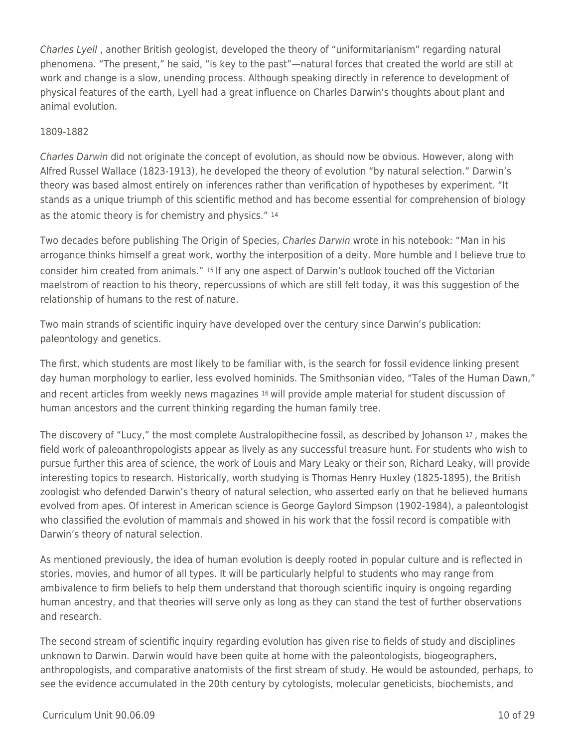*Charles Lyell* , another British geologist, developed the theory of "uniformitarianism" regarding natural phenomena. "The present," he said, "is key to the past"—natural forces that created the world are still at work and change is a slow, unending process. Although speaking directly in reference to development of physical features of the earth, Lyell had a great influence on Charles Darwin's thoughts about plant and animal evolution.

1809-1882

*Charles Darwin* did not originate the concept of evolution, as should now be obvious. However, along with Alfred Russel Wallace (1823-1913), he developed the theory of evolution "by natural selection." Darwin's theory was based almost entirely on inferences rather than verification of hypotheses by experiment. "It stands as a unique triumph of this scientific method and has become essential for comprehension of biology as the atomic theory is for chemistry and physics." [14]

Two decades before publishing The Origin of Species, *Charles Darwin* wrote in his notebook: "Man in his arrogance thinks himself a great work, worthy the interposition of a deity. More humble and I believe true to consider him created from animals." [15] If any one aspect of Darwin's outlook touched off the Victorian maelstrom of reaction to his theory, repercussions of which are still felt today, it was this suggestion of the relationship of humans to the rest of nature.

Two main strands of scientific inquiry have developed over the century since Darwin's publication: paleontology and genetics.

The first, which students are most likely to be familiar with, is the search for fossil evidence linking present day human morphology to earlier, less evolved hominids. The Smithsonian video, "Tales of the Human Dawn," and recent articles from weekly news magazines [16] will provide ample material for student discussion of human ancestors and the current thinking regarding the human family tree.

The discovery of "Lucy," the most complete Australopithecine fossil, as described by Johanson [17] , makes the field work of paleoanthropologists appear as lively as any successful treasure hunt. For students who wish to pursue further this area of science, the work of Louis and Mary Leaky or their son, Richard Leaky, will provide interesting topics to research. Historically, worth studying is Thomas Henry Huxley (1825-1895), the British zoologist who defended Darwin's theory of natural selection, who asserted early on that he believed humans evolved from apes. Of interest in American science is George Gaylord Simpson (1902-1984), a paleontologist who classified the evolution of mammals and showed in his work that the fossil record is compatible with Darwin's theory of natural selection.

As mentioned previously, the idea of human evolution is deeply rooted in popular culture and is reflected in stories, movies, and humor of all types. It will be particularly helpful to students who may range from ambivalence to firm beliefs to help them understand that thorough scientific inquiry is ongoing regarding human ancestry, and that theories will serve only as long as they can stand the test of further observations and research.

The second stream of scientific inquiry regarding evolution has given rise to fields of study and disciplines unknown to Darwin. Darwin would have been quite at home with the paleontologists, biogeographers, anthropologists, and comparative anatomists of the first stream of study. He would be astounded, perhaps, to see the evidence accumulated in the 20th century by cytologists, molecular geneticists, biochemists, and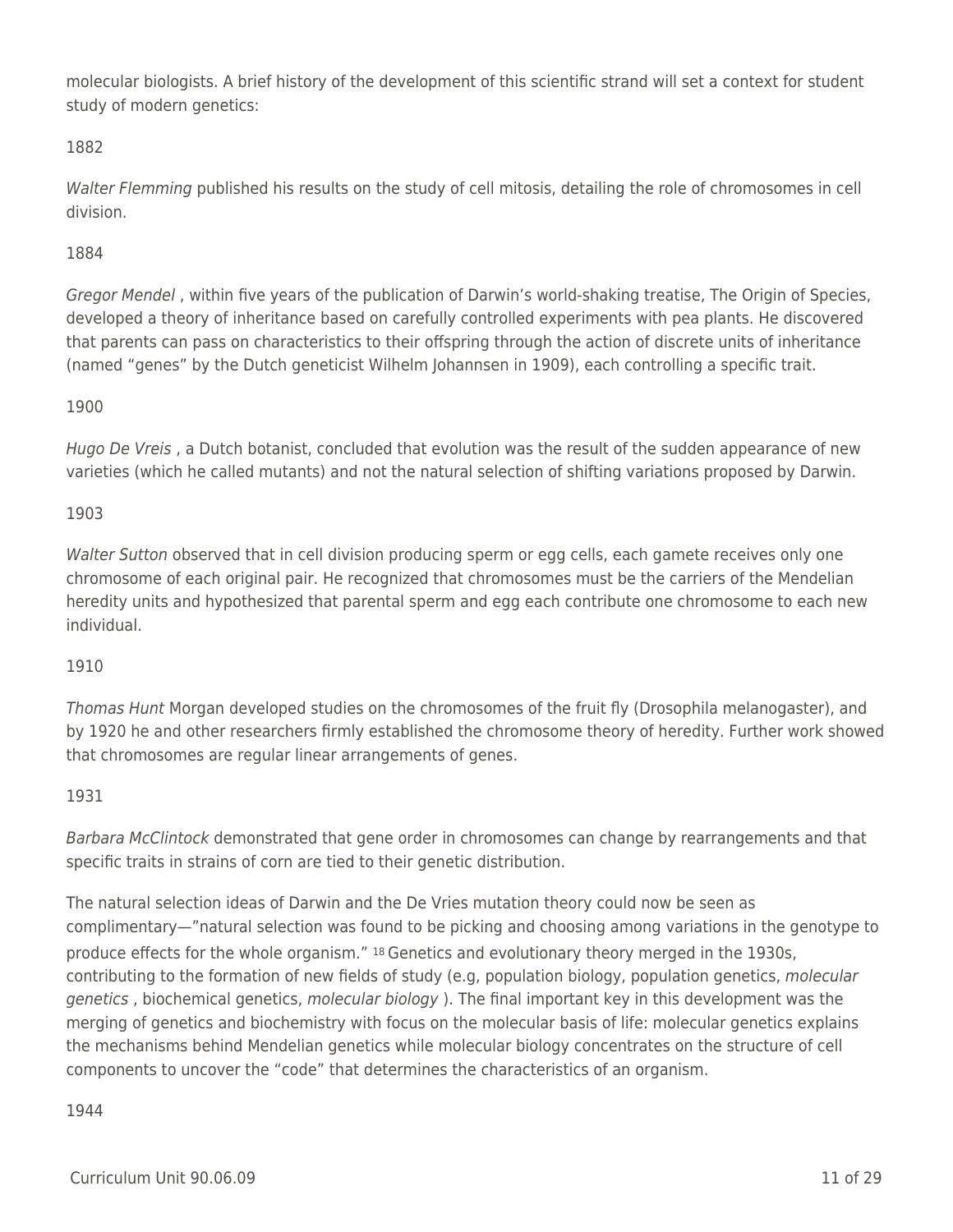molecular biologists. A brief history of the development of this scientific strand will set a context for student study of modern genetics:

1882

*Walter Flemming* published his results on the study of cell mitosis, detailing the role of chromosomes in cell division.

1884

*Gregor Mendel* , within five years of the publication of Darwin's world-shaking treatise, The Origin of Species, developed a theory of inheritance based on carefully controlled experiments with pea plants. He discovered that parents can pass on characteristics to their offspring through the action of discrete units of inheritance (named "genes" by the Dutch geneticist Wilhelm Johannsen in 1909), each controlling a specific trait.

1900

*Hugo De Vreis* , a Dutch botanist, concluded that evolution was the result of the sudden appearance of new varieties (which he called mutants) and not the natural selection of shifting variations proposed by Darwin.

1903

*Walter Sutton* observed that in cell division producing sperm or egg cells, each gamete receives only one chromosome of each original pair. He recognized that chromosomes must be the carriers of the Mendelian heredity units and hypothesized that parental sperm and egg each contribute one chromosome to each new individual.

1910

*Thomas Hunt* Morgan developed studies on the chromosomes of the fruit fly (Drosophila melanogaster), and by 1920 he and other researchers firmly established the chromosome theory of heredity. Further work showed that chromosomes are regular linear arrangements of genes.

1931

*Barbara McClintock* demonstrated that gene order in chromosomes can change by rearrangements and that specific traits in strains of corn are tied to their genetic distribution.

The natural selection ideas of Darwin and the De Vries mutation theory could now be seen as complimentary—"natural selection was found to be picking and choosing among variations in the genotype to produce effects for the whole organism." [18] Genetics and evolutionary theory merged in the 1930s, contributing to the formation of new fields of study (e.g, population biology, population genetics, *molecular genetics* , biochemical genetics, *molecular biology* ). The final important key in this development was the merging of genetics and biochemistry with focus on the molecular basis of life: molecular genetics explains the mechanisms behind Mendelian genetics while molecular biology concentrates on the structure of cell components to uncover the "code" that determines the characteristics of an organism.

1944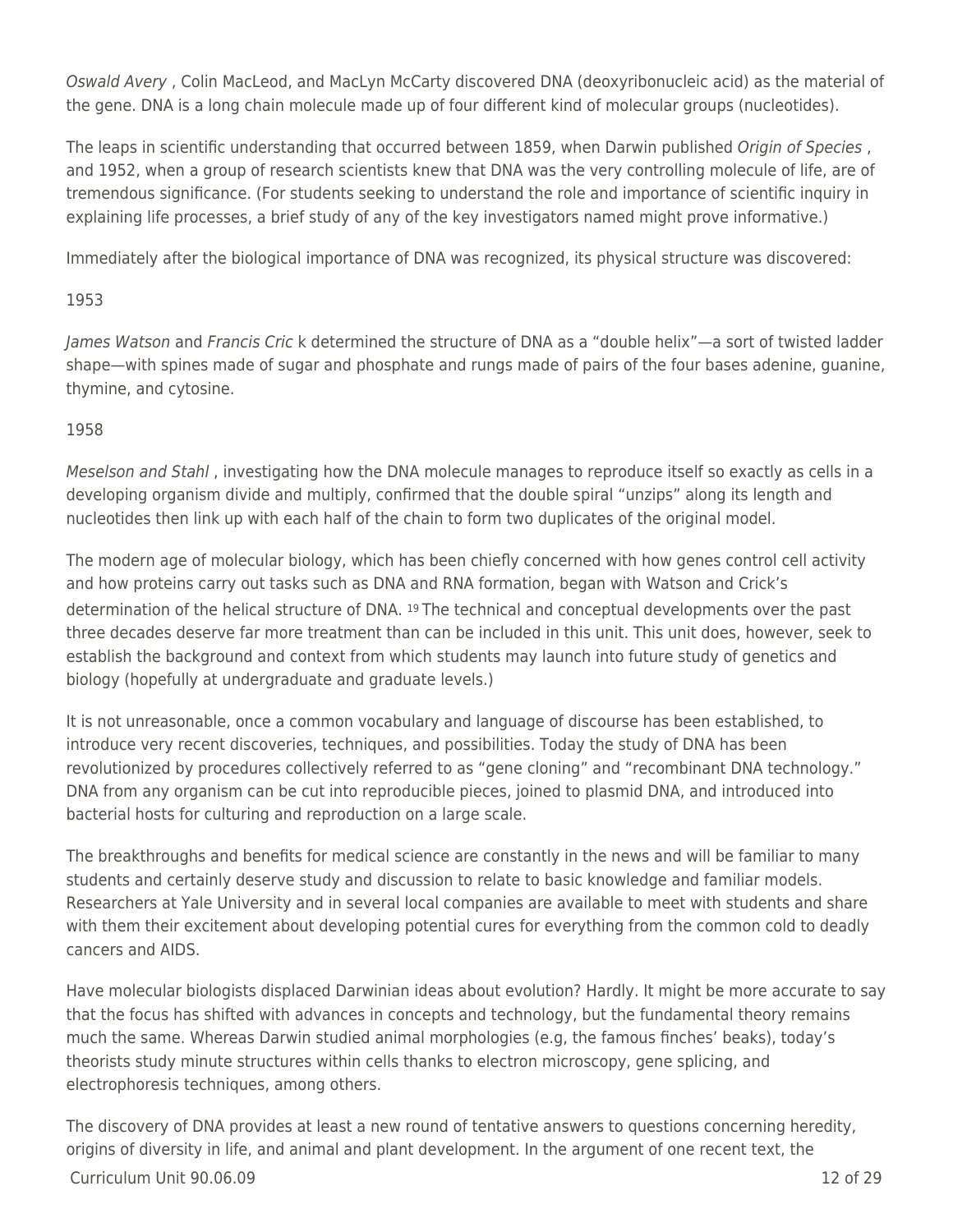*Oswald Avery* , Colin MacLeod, and MacLyn McCarty discovered DNA (deoxyribonucleic acid) as the material of the gene. DNA is a long chain molecule made up of four different kind of molecular groups (nucleotides).

The leaps in scientific understanding that occurred between 1859, when Darwin published *Origin of Species* , and 1952, when a group of research scientists knew that DNA was the very controlling molecule of life, are of tremendous significance. (For students seeking to understand the role and importance of scientific inquiry in explaining life processes, a brief study of any of the key investigators named might prove informative.)

Immediately after the biological importance of DNA was recognized, its physical structure was discovered:

1953

*James Watson* and *Francis Cric* k determined the structure of DNA as a "double helix"—a sort of twisted ladder shape—with spines made of sugar and phosphate and rungs made of pairs of the four bases adenine, guanine, thymine, and cytosine.

1958

*Meselson and Stahl* , investigating how the DNA molecule manages to reproduce itself so exactly as cells in a developing organism divide and multiply, confirmed that the double spiral "unzips" along its length and nucleotides then link up with each half of the chain to form two duplicates of the original model.

The modern age of molecular biology, which has been chiefly concerned with how genes control cell activity and how proteins carry out tasks such as DNA and RNA formation, began with Watson and Crick's determination of the helical structure of DNA. [19] The technical and conceptual developments over the past three decades deserve far more treatment than can be included in this unit. This unit does, however, seek to establish the background and context from which students may launch into future study of genetics and biology (hopefully at undergraduate and graduate levels.)

It is not unreasonable, once a common vocabulary and language of discourse has been established, to introduce very recent discoveries, techniques, and possibilities. Today the study of DNA has been revolutionized by procedures collectively referred to as "gene cloning" and "recombinant DNA technology." DNA from any organism can be cut into reproducible pieces, joined to plasmid DNA, and introduced into bacterial hosts for culturing and reproduction on a large scale.

The breakthroughs and benefits for medical science are constantly in the news and will be familiar to many students and certainly deserve study and discussion to relate to basic knowledge and familiar models. Researchers at Yale University and in several local companies are available to meet with students and share with them their excitement about developing potential cures for everything from the common cold to deadly cancers and AIDS.

Have molecular biologists displaced Darwinian ideas about evolution? Hardly. It might be more accurate to say that the focus has shifted with advances in concepts and technology, but the fundamental theory remains much the same. Whereas Darwin studied animal morphologies (e.g, the famous finches' beaks), today's theorists study minute structures within cells thanks to electron microscopy, gene splicing, and electrophoresis techniques, among others.

The discovery of DNA provides at least a new round of tentative answers to questions concerning heredity, origins of diversity in life, and animal and plant development. In the argument of one recent text, the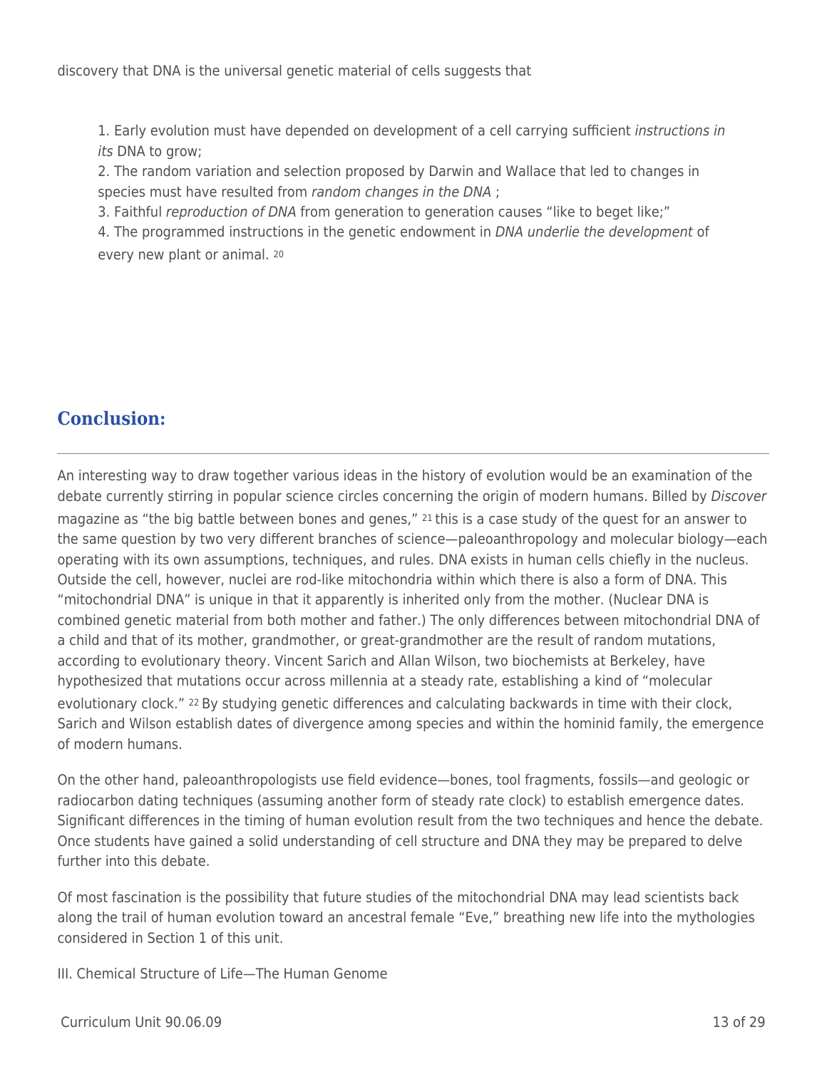discovery that DNA is the universal genetic material of cells suggests that

1. Early evolution must have depended on development of a cell carrying sufficient *instructions in its* DNA to grow;
2. The random variation and selection proposed by Darwin and Wallace that led to changes in species must have resulted from *random changes in the DNA* ;
3. Faithful *reproduction of DNA* from generation to generation causes "like to beget like;"
4. The programmed instructions in the genetic endowment in *DNA underlie the development* of every new plant or animal. [20]

## Conclusion:

An interesting way to draw together various ideas in the history of evolution would be an examination of the debate currently stirring in popular science circles concerning the origin of modern humans. Billed by *Discover* magazine as "the big battle between bones and genes," [21] this is a case study of the quest for an answer to the same question by two very different branches of science—paleoanthropology and molecular biology—each operating with its own assumptions, techniques, and rules. DNA exists in human cells chiefly in the nucleus. Outside the cell, however, nuclei are rod-like mitochondria within which there is also a form of DNA. This "mitochondrial DNA" is unique in that it apparently is inherited only from the mother. (Nuclear DNA is combined genetic material from both mother and father.) The only differences between mitochondrial DNA of a child and that of its mother, grandmother, or great-grandmother are the result of random mutations, according to evolutionary theory. Vincent Sarich and Allan Wilson, two biochemists at Berkeley, have hypothesized that mutations occur across millennia at a steady rate, establishing a kind of "molecular evolutionary clock." [22] By studying genetic differences and calculating backwards in time with their clock, Sarich and Wilson establish dates of divergence among species and within the hominid family, the emergence of modern humans.

On the other hand, paleoanthropologists use field evidence—bones, tool fragments, fossils—and geologic or radiocarbon dating techniques (assuming another form of steady rate clock) to establish emergence dates. Significant differences in the timing of human evolution result from the two techniques and hence the debate. Once students have gained a solid understanding of cell structure and DNA they may be prepared to delve further into this debate.

Of most fascination is the possibility that future studies of the mitochondrial DNA may lead scientists back along the trail of human evolution toward an ancestral female "Eve," breathing new life into the mythologies considered in Section 1 of this unit.

III. Chemical Structure of Life—The Human Genome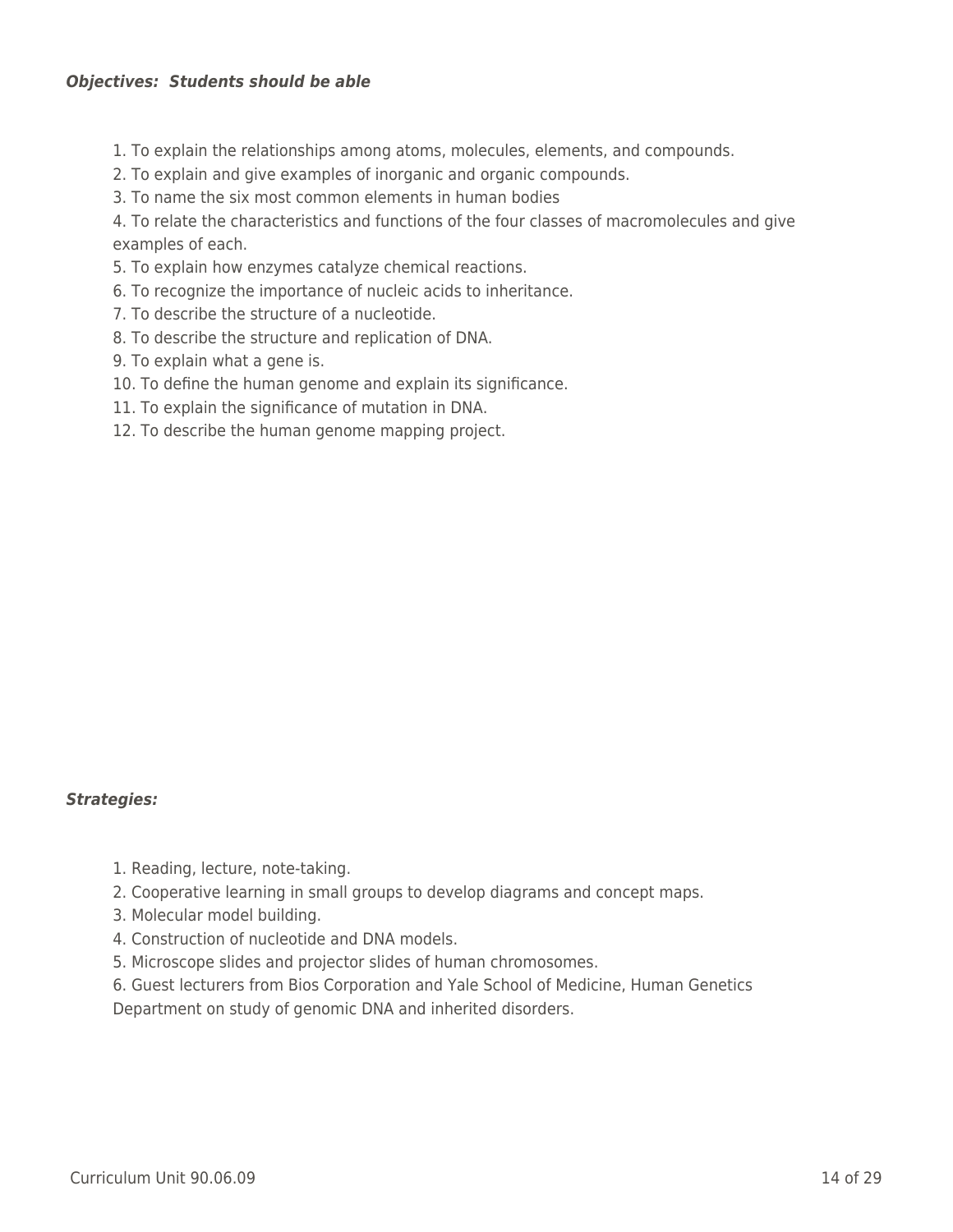***Objectives: Students should be able***

1. To explain the relationships among atoms, molecules, elements, and compounds.
2. To explain and give examples of inorganic and organic compounds.
3. To name the six most common elements in human bodies
4. To relate the characteristics and functions of the four classes of macromolecules and give examples of each.
5. To explain how enzymes catalyze chemical reactions.
6. To recognize the importance of nucleic acids to inheritance.
7. To describe the structure of a nucleotide.
8. To describe the structure and replication of DNA.
9. To explain what a gene is.
10. To define the human genome and explain its significance.
11. To explain the significance of mutation in DNA.
12. To describe the human genome mapping project.

***Strategies:***

1. Reading, lecture, note-taking.
2. Cooperative learning in small groups to develop diagrams and concept maps.
3. Molecular model building.
4. Construction of nucleotide and DNA models.
5. Microscope slides and projector slides of human chromosomes.
6. Guest lecturers from Bios Corporation and Yale School of Medicine, Human Genetics Department on study of genomic DNA and inherited disorders.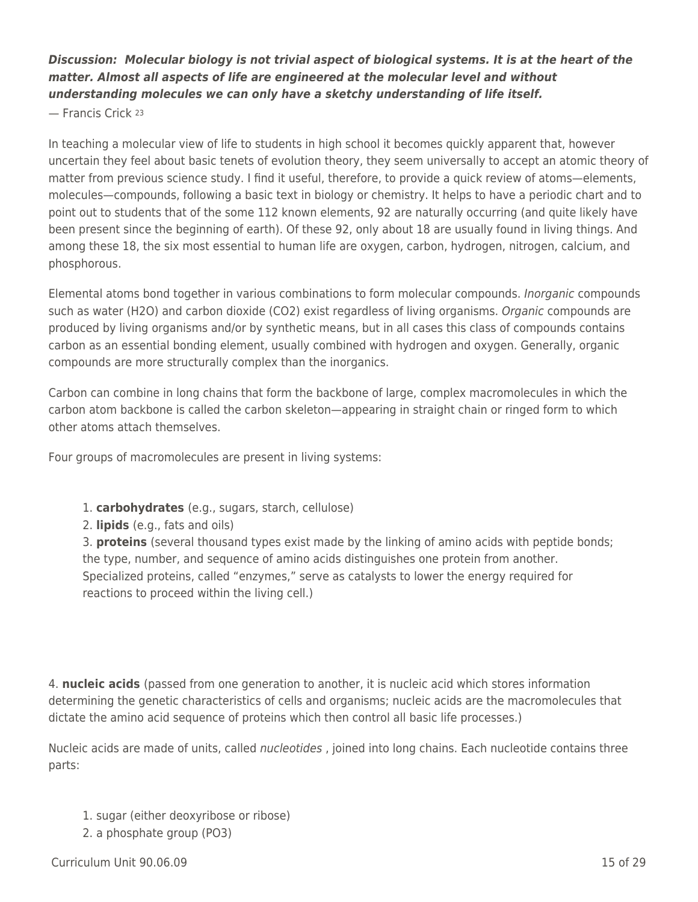***Discussion: Molecular biology is not trivial aspect of biological systems. It is at the heart of the matter. Almost all aspects of life are engineered at the molecular level and without understanding molecules we can only have a sketchy understanding of life itself.***

— Francis Crick [23]

In teaching a molecular view of life to students in high school it becomes quickly apparent that, however uncertain they feel about basic tenets of evolution theory, they seem universally to accept an atomic theory of matter from previous science study. I find it useful, therefore, to provide a quick review of atoms—elements, molecules—compounds, following a basic text in biology or chemistry. It helps to have a periodic chart and to point out to students that of the some 112 known elements, 92 are naturally occurring (and quite likely have been present since the beginning of earth). Of these 92, only about 18 are usually found in living things. And among these 18, the six most essential to human life are oxygen, carbon, hydrogen, nitrogen, calcium, and phosphorous.

Elemental atoms bond together in various combinations to form molecular compounds. *Inorganic* compounds such as water ($H_2O$) and carbon dioxide ($CO_2$) exist regardless of living organisms. *Organic* compounds are produced by living organisms and/or by synthetic means, but in all cases this class of compounds contains carbon as an essential bonding element, usually combined with hydrogen and oxygen. Generally, organic compounds are more structurally complex than the inorganics.

Carbon can combine in long chains that form the backbone of large, complex macromolecules in which the carbon atom backbone is called the carbon skeleton—appearing in straight chain or ringed form to which other atoms attach themselves.

Four groups of macromolecules are present in living systems:

1. **carbohydrates** (e.g., sugars, starch, cellulose)
2. **lipids** (e.g., fats and oils)
3. **proteins** (several thousand types exist made by the linking of amino acids with peptide bonds; the type, number, and sequence of amino acids distinguishes one protein from another. Specialized proteins, called "enzymes," serve as catalysts to lower the energy required for reactions to proceed within the living cell.)
4. **nucleic acids** (passed from one generation to another, it is nucleic acid which stores information determining the genetic characteristics of cells and organisms; nucleic acids are the macromolecules that dictate the amino acid sequence of proteins which then control all basic life processes.)

Nucleic acids are made of units, called *nucleotides* , joined into long chains. Each nucleotide contains three parts:

1. sugar (either deoxyribose or ribose)
2. a phosphate group ($PO_3$)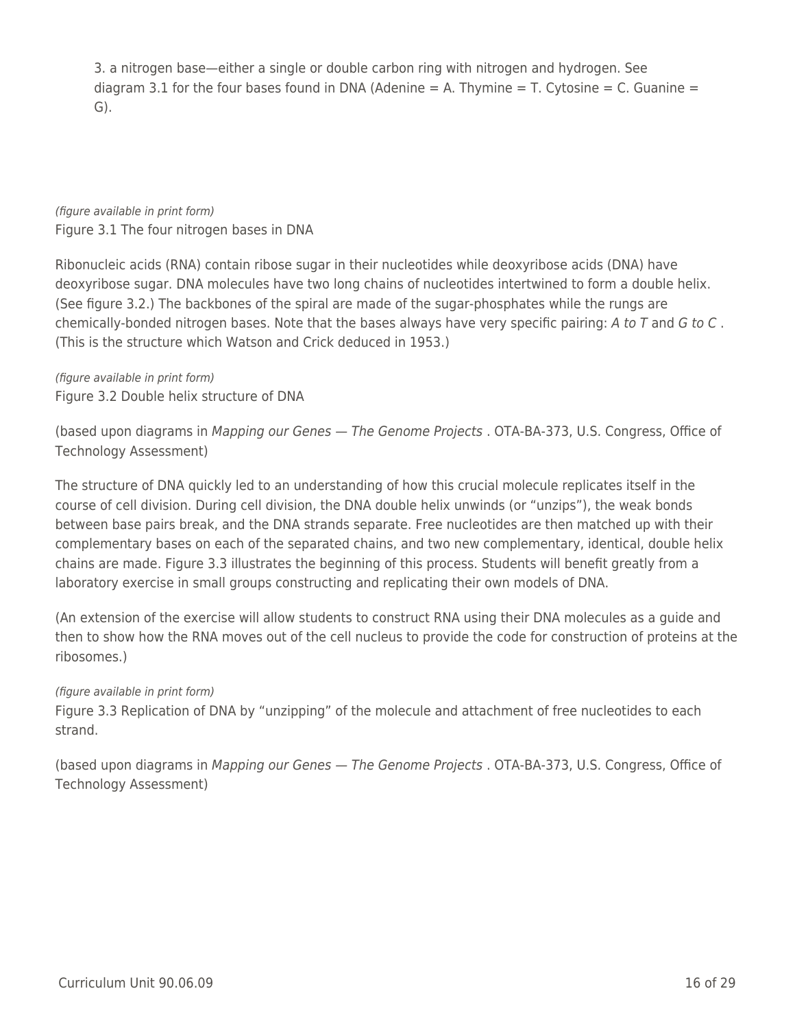3. a nitrogen base—either a single or double carbon ring with nitrogen and hydrogen. See diagram 3.1 for the four bases found in DNA (Adenine = A. Thymine = T. Cytosine = C. Guanine = G).

*(figure available in print form)*
Figure 3.1 The four nitrogen bases in DNA

Ribonucleic acids (RNA) contain ribose sugar in their nucleotides while deoxyribose acids (DNA) have deoxyribose sugar. DNA molecules have two long chains of nucleotides intertwined to form a double helix. (See figure 3.2.) The backbones of the spiral are made of the sugar-phosphates while the rungs are chemically-bonded nitrogen bases. Note that the bases always have very specific pairing: *A to T* and *G to C* . (This is the structure which Watson and Crick deduced in 1953.)

*(figure available in print form)*
Figure 3.2 Double helix structure of DNA

(based upon diagrams in *Mapping our Genes — The Genome Projects* . OTA-BA-373, U.S. Congress, Office of Technology Assessment)

The structure of DNA quickly led to an understanding of how this crucial molecule replicates itself in the course of cell division. During cell division, the DNA double helix unwinds (or "unzips"), the weak bonds between base pairs break, and the DNA strands separate. Free nucleotides are then matched up with their complementary bases on each of the separated chains, and two new complementary, identical, double helix chains are made. Figure 3.3 illustrates the beginning of this process. Students will benefit greatly from a laboratory exercise in small groups constructing and replicating their own models of DNA.

(An extension of the exercise will allow students to construct RNA using their DNA molecules as a guide and then to show how the RNA moves out of the cell nucleus to provide the code for construction of proteins at the ribosomes.)

*(figure available in print form)*
Figure 3.3 Replication of DNA by "unzipping" of the molecule and attachment of free nucleotides to each strand.

(based upon diagrams in *Mapping our Genes — The Genome Projects* . OTA-BA-373, U.S. Congress, Office of Technology Assessment)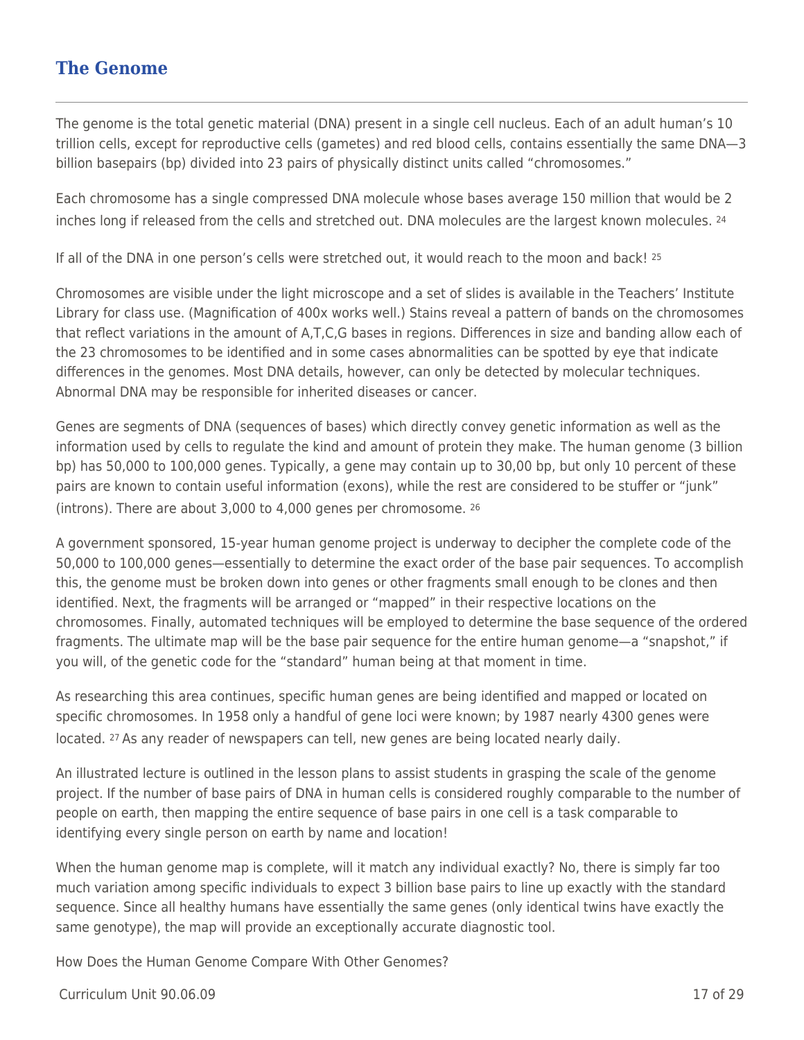## The Genome

The genome is the total genetic material (DNA) present in a single cell nucleus. Each of an adult human's 10 trillion cells, except for reproductive cells (gametes) and red blood cells, contains essentially the same DNA—3 billion basepairs (bp) divided into 23 pairs of physically distinct units called "chromosomes."

Each chromosome has a single compressed DNA molecule whose bases average 150 million that would be 2 inches long if released from the cells and stretched out. DNA molecules are the largest known molecules. [24]

If all of the DNA in one person's cells were stretched out, it would reach to the moon and back! [25]

Chromosomes are visible under the light microscope and a set of slides is available in the Teachers' Institute Library for class use. (Magnification of 400x works well.) Stains reveal a pattern of bands on the chromosomes that reflect variations in the amount of A,T,C,G bases in regions. Differences in size and banding allow each of the 23 chromosomes to be identified and in some cases abnormalities can be spotted by eye that indicate differences in the genomes. Most DNA details, however, can only be detected by molecular techniques. Abnormal DNA may be responsible for inherited diseases or cancer.

Genes are segments of DNA (sequences of bases) which directly convey genetic information as well as the information used by cells to regulate the kind and amount of protein they make. The human genome (3 billion bp) has 50,000 to 100,000 genes. Typically, a gene may contain up to 30,00 bp, but only 10 percent of these pairs are known to contain useful information (exons), while the rest are considered to be stuffer or "junk" (introns). There are about 3,000 to 4,000 genes per chromosome. [26]

A government sponsored, 15-year human genome project is underway to decipher the complete code of the 50,000 to 100,000 genes—essentially to determine the exact order of the base pair sequences. To accomplish this, the genome must be broken down into genes or other fragments small enough to be clones and then identified. Next, the fragments will be arranged or "mapped" in their respective locations on the chromosomes. Finally, automated techniques will be employed to determine the base sequence of the ordered fragments. The ultimate map will be the base pair sequence for the entire human genome—a "snapshot," if you will, of the genetic code for the "standard" human being at that moment in time.

As researching this area continues, specific human genes are being identified and mapped or located on specific chromosomes. In 1958 only a handful of gene loci were known; by 1987 nearly 4300 genes were located. [27] As any reader of newspapers can tell, new genes are being located nearly daily.

An illustrated lecture is outlined in the lesson plans to assist students in grasping the scale of the genome project. If the number of base pairs of DNA in human cells is considered roughly comparable to the number of people on earth, then mapping the entire sequence of base pairs in one cell is a task comparable to identifying every single person on earth by name and location!

When the human genome map is complete, will it match any individual exactly? No, there is simply far too much variation among specific individuals to expect 3 billion base pairs to line up exactly with the standard sequence. Since all healthy humans have essentially the same genes (only identical twins have exactly the same genotype), the map will provide an exceptionally accurate diagnostic tool.

How Does the Human Genome Compare With Other Genomes?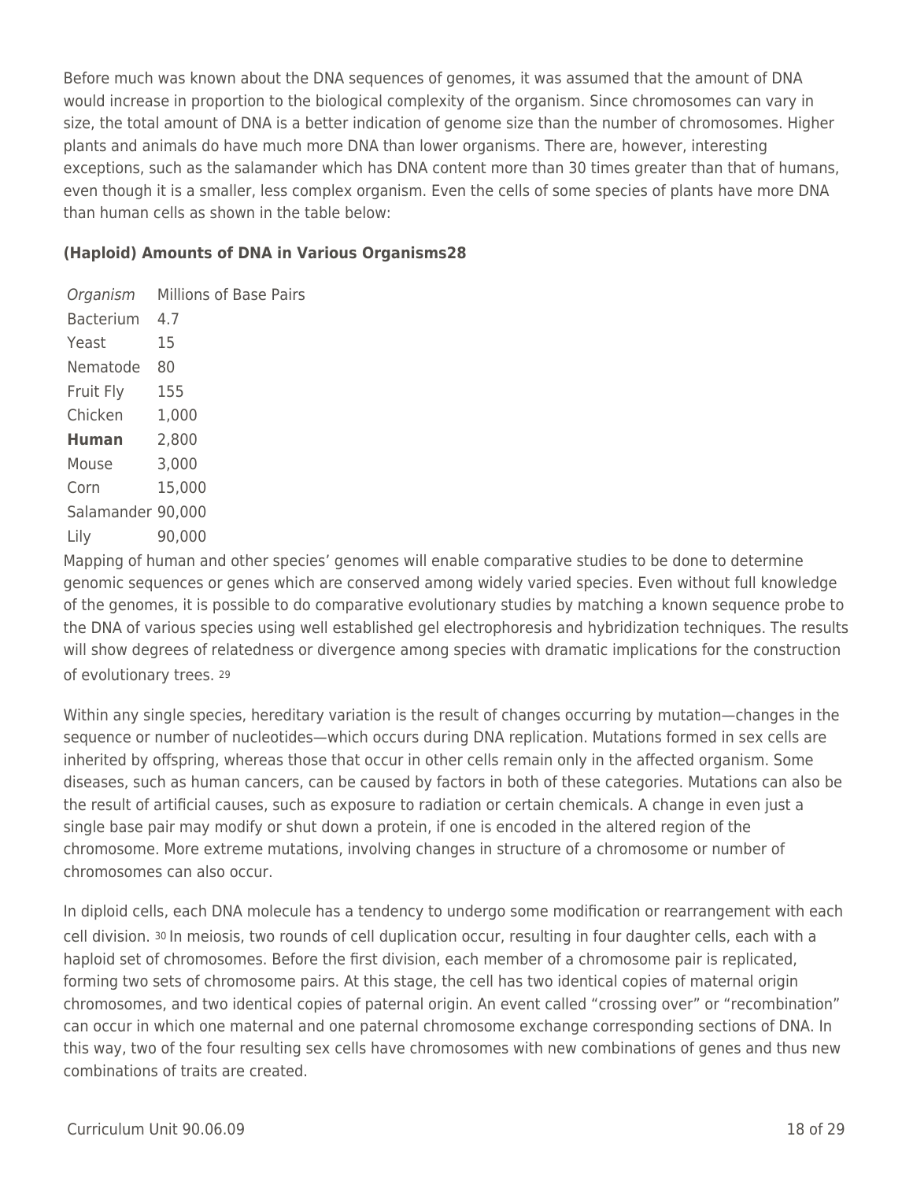Before much was known about the DNA sequences of genomes, it was assumed that the amount of DNA would increase in proportion to the biological complexity of the organism. Since chromosomes can vary in size, the total amount of DNA is a better indication of genome size than the number of chromosomes. Higher plants and animals do have much more DNA than lower organisms. There are, however, interesting exceptions, such as the salamander which has DNA content more than 30 times greater than that of humans, even though it is a smaller, less complex organism. Even the cells of some species of plants have more DNA than human cells as shown in the table below:

**(Haploid) Amounts of DNA in Various Organisms[28]**

| *Organism* | Millions of Base Pairs |
|---|---|
| Bacterium | 4.7 |
| Yeast | 15 |
| Nematode | 80 |
| Fruit Fly | 155 |
| Chicken | 1,000 |
| **Human** | 2,800 |
| Mouse | 3,000 |
| Corn | 15,000 |
| Salamander | 90,000 |
| Lily | 90,000 |

Mapping of human and other species' genomes will enable comparative studies to be done to determine genomic sequences or genes which are conserved among widely varied species. Even without full knowledge of the genomes, it is possible to do comparative evolutionary studies by matching a known sequence probe to the DNA of various species using well established gel electrophoresis and hybridization techniques. The results will show degrees of relatedness or divergence among species with dramatic implications for the construction of evolutionary trees. [29]

Within any single species, hereditary variation is the result of changes occurring by mutation—changes in the sequence or number of nucleotides—which occurs during DNA replication. Mutations formed in sex cells are inherited by offspring, whereas those that occur in other cells remain only in the affected organism. Some diseases, such as human cancers, can be caused by factors in both of these categories. Mutations can also be the result of artificial causes, such as exposure to radiation or certain chemicals. A change in even just a single base pair may modify or shut down a protein, if one is encoded in the altered region of the chromosome. More extreme mutations, involving changes in structure of a chromosome or number of chromosomes can also occur.

In diploid cells, each DNA molecule has a tendency to undergo some modification or rearrangement with each cell division. [30] In meiosis, two rounds of cell duplication occur, resulting in four daughter cells, each with a haploid set of chromosomes. Before the first division, each member of a chromosome pair is replicated, forming two sets of chromosome pairs. At this stage, the cell has two identical copies of maternal origin chromosomes, and two identical copies of paternal origin. An event called "crossing over" or "recombination" can occur in which one maternal and one paternal chromosome exchange corresponding sections of DNA. In this way, two of the four resulting sex cells have chromosomes with new combinations of genes and thus new combinations of traits are created.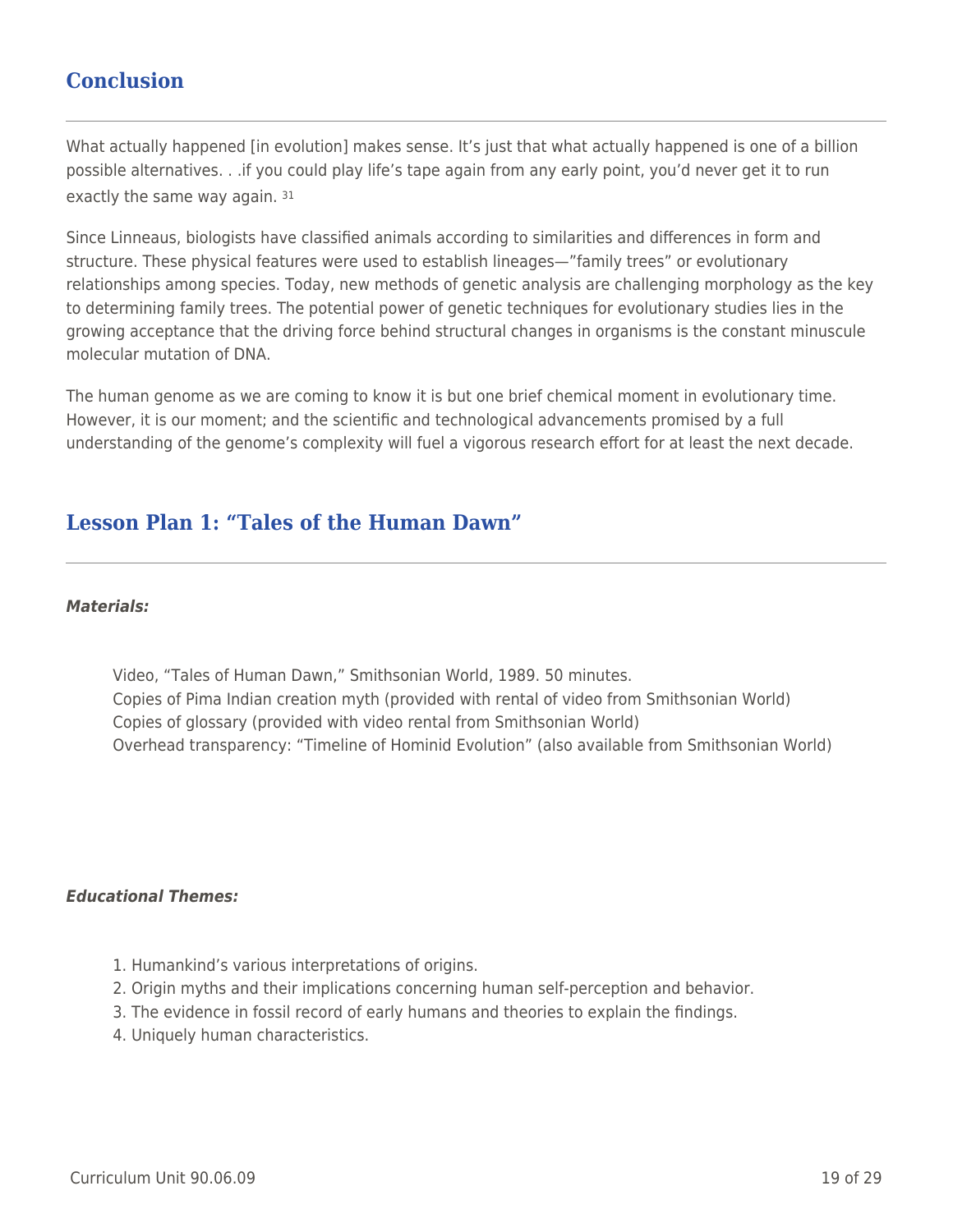## Conclusion

What actually happened [in evolution] makes sense. It's just that what actually happened is one of a billion possible alternatives. . .if you could play life's tape again from any early point, you'd never get it to run exactly the same way again. [31]

Since Linneaus, biologists have classified animals according to similarities and differences in form and structure. These physical features were used to establish lineages—"family trees" or evolutionary relationships among species. Today, new methods of genetic analysis are challenging morphology as the key to determining family trees. The potential power of genetic techniques for evolutionary studies lies in the growing acceptance that the driving force behind structural changes in organisms is the constant minuscule molecular mutation of DNA.

The human genome as we are coming to know it is but one brief chemical moment in evolutionary time. However, it is our moment; and the scientific and technological advancements promised by a full understanding of the genome's complexity will fuel a vigorous research effort for at least the next decade.

## Lesson Plan 1: "Tales of the Human Dawn"

***Materials:***

Video, "Tales of Human Dawn," Smithsonian World, 1989. 50 minutes.
Copies of Pima Indian creation myth (provided with rental of video from Smithsonian World)
Copies of glossary (provided with video rental from Smithsonian World)
Overhead transparency: "Timeline of Hominid Evolution" (also available from Smithsonian World)

***Educational Themes:***

1. Humankind's various interpretations of origins.
2. Origin myths and their implications concerning human self-perception and behavior.
3. The evidence in fossil record of early humans and theories to explain the findings.
4. Uniquely human characteristics.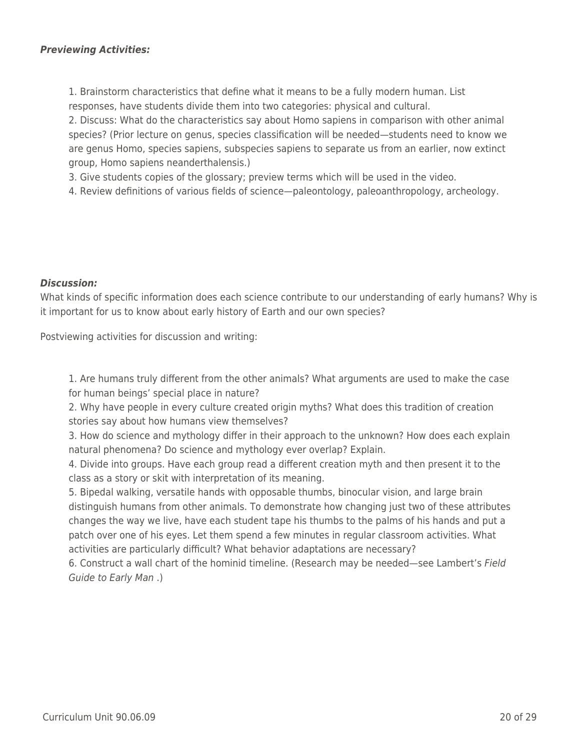***Previewing Activities:***

1. Brainstorm characteristics that define what it means to be a fully modern human. List responses, have students divide them into two categories: physical and cultural.
2. Discuss: What do the characteristics say about Homo sapiens in comparison with other animal species? (Prior lecture on genus, species classification will be needed—students need to know we are genus Homo, species sapiens, subspecies sapiens to separate us from an earlier, now extinct group, Homo sapiens neanderthalensis.)
3. Give students copies of the glossary; preview terms which will be used in the video.
4. Review definitions of various fields of science—paleontology, paleoanthropology, archeology.

***Discussion:***

What kinds of specific information does each science contribute to our understanding of early humans? Why is it important for us to know about early history of Earth and our own species?

Postviewing activities for discussion and writing:

1. Are humans truly different from the other animals? What arguments are used to make the case for human beings' special place in nature?
2. Why have people in every culture created origin myths? What does this tradition of creation stories say about how humans view themselves?
3. How do science and mythology differ in their approach to the unknown? How does each explain natural phenomena? Do science and mythology ever overlap? Explain.
4. Divide into groups. Have each group read a different creation myth and then present it to the class as a story or skit with interpretation of its meaning.
5. Bipedal walking, versatile hands with opposable thumbs, binocular vision, and large brain distinguish humans from other animals. To demonstrate how changing just two of these attributes changes the way we live, have each student tape his thumbs to the palms of his hands and put a patch over one of his eyes. Let them spend a few minutes in regular classroom activities. What activities are particularly difficult? What behavior adaptations are necessary?
6. Construct a wall chart of the hominid timeline. (Research may be needed—see Lambert's *Field Guide to Early Man* .)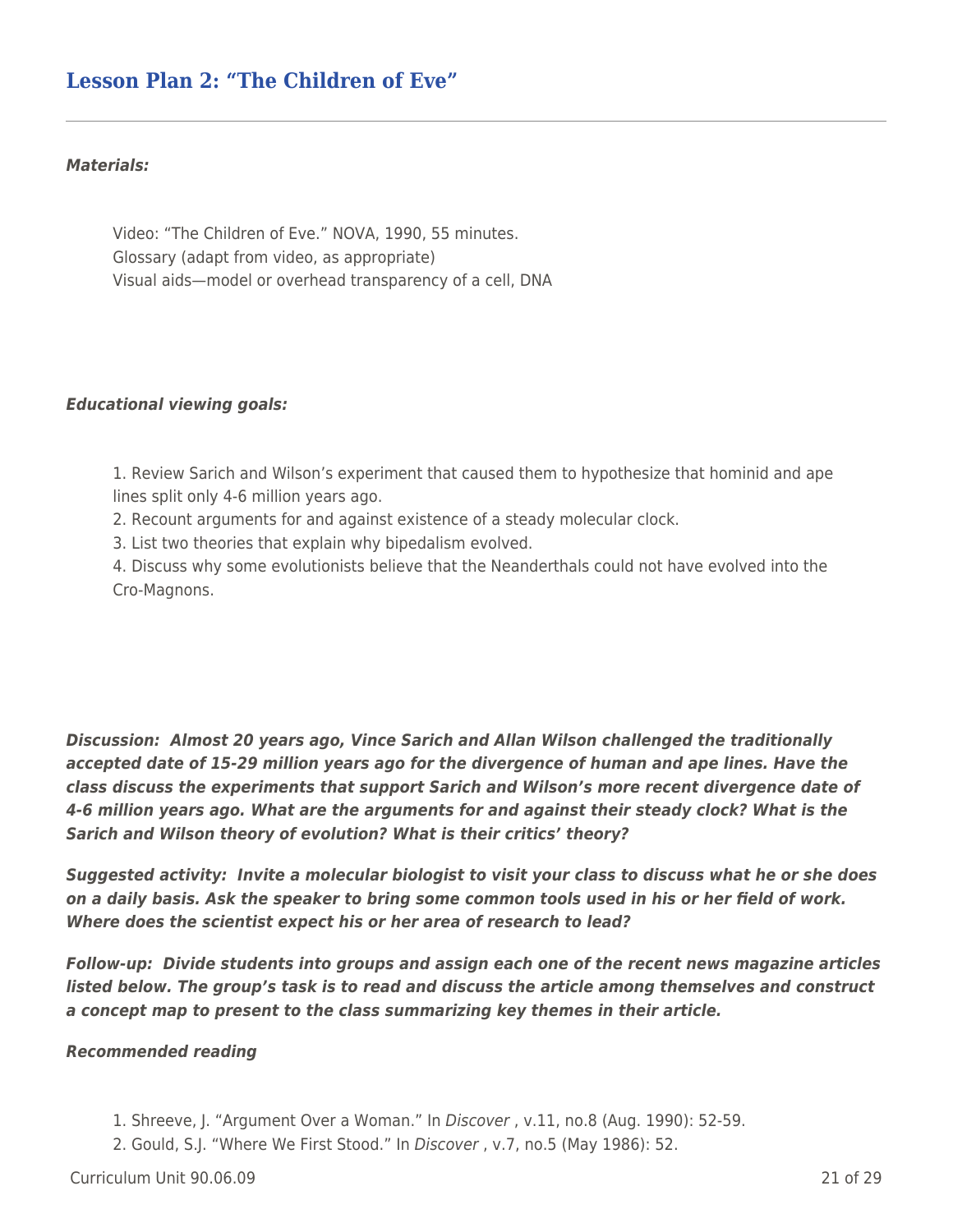## Lesson Plan 2: "The Children of Eve"

***Materials:***

Video: "The Children of Eve." NOVA, 1990, 55 minutes.
Glossary (adapt from video, as appropriate)
Visual aids—model or overhead transparency of a cell, DNA

***Educational viewing goals:***

1. Review Sarich and Wilson's experiment that caused them to hypothesize that hominid and ape lines split only 4-6 million years ago.
2. Recount arguments for and against existence of a steady molecular clock.
3. List two theories that explain why bipedalism evolved.
4. Discuss why some evolutionists believe that the Neanderthals could not have evolved into the Cro-Magnons.

***Discussion: Almost 20 years ago, Vince Sarich and Allan Wilson challenged the traditionally accepted date of 15-29 million years ago for the divergence of human and ape lines. Have the class discuss the experiments that support Sarich and Wilson's more recent divergence date of 4-6 million years ago. What are the arguments for and against their steady clock? What is the Sarich and Wilson theory of evolution? What is their critics' theory?***

***Suggested activity: Invite a molecular biologist to visit your class to discuss what he or she does on a daily basis. Ask the speaker to bring some common tools used in his or her field of work. Where does the scientist expect his or her area of research to lead?***

***Follow-up: Divide students into groups and assign each one of the recent news magazine articles listed below. The group's task is to read and discuss the article among themselves and construct a concept map to present to the class summarizing key themes in their article.***

***Recommended reading***

1. Shreeve, J. "Argument Over a Woman." In *Discover* , v.11, no.8 (Aug. 1990): 52-59.
2. Gould, S.J. "Where We First Stood." In *Discover* , v.7, no.5 (May 1986): 52.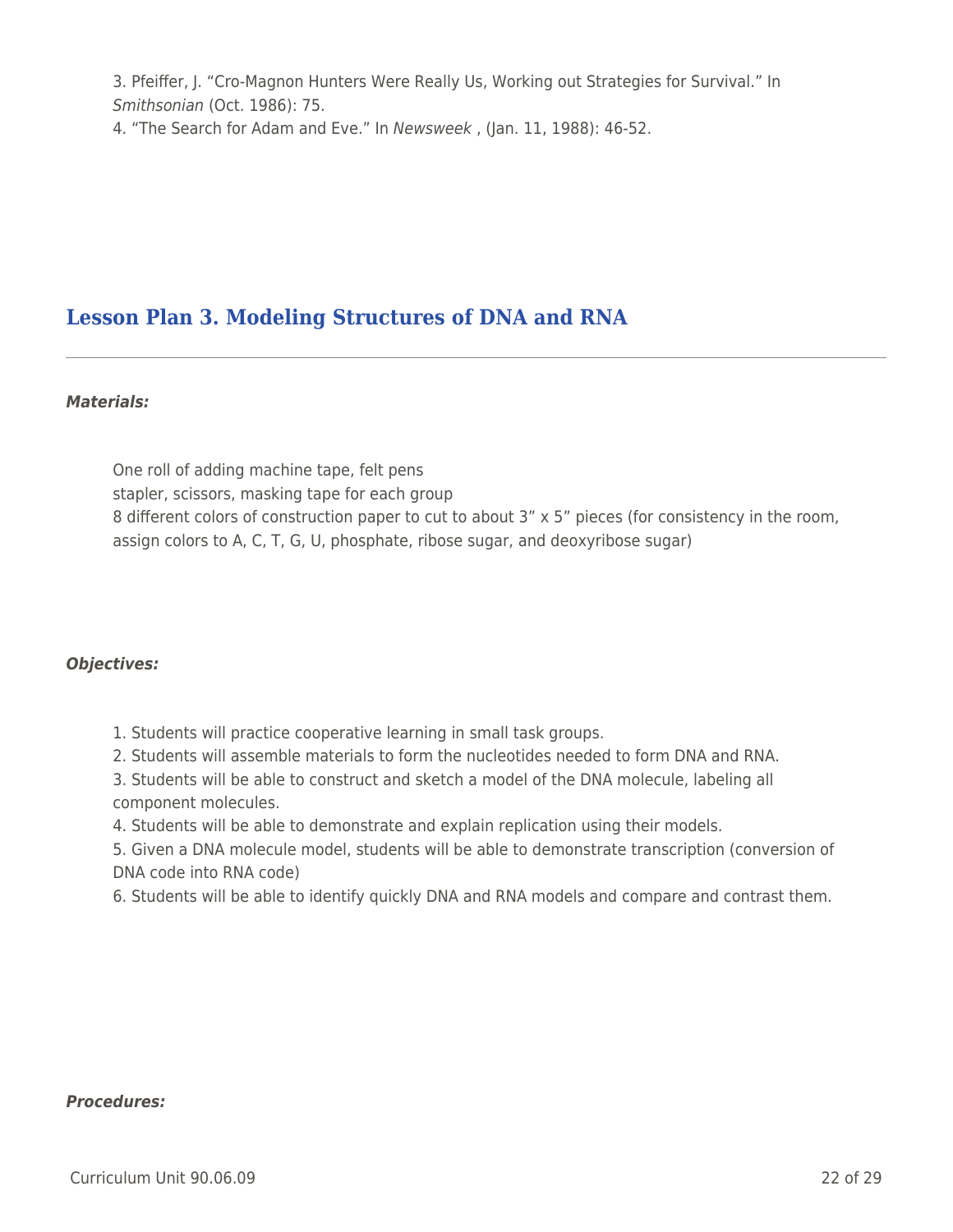3. Pfeiffer, J. "Cro-Magnon Hunters Were Really Us, Working out Strategies for Survival." In *Smithsonian* (Oct. 1986): 75.
4. "The Search for Adam and Eve." In *Newsweek* , (Jan. 11, 1988): 46-52.

## Lesson Plan 3. Modeling Structures of DNA and RNA

***Materials:***

One roll of adding machine tape, felt pens
stapler, scissors, masking tape for each group
8 different colors of construction paper to cut to about 3" x 5" pieces (for consistency in the room, assign colors to A, C, T, G, U, phosphate, ribose sugar, and deoxyribose sugar)

***Objectives:***

1. Students will practice cooperative learning in small task groups.
2. Students will assemble materials to form the nucleotides needed to form DNA and RNA.
3. Students will be able to construct and sketch a model of the DNA molecule, labeling all component molecules.
4. Students will be able to demonstrate and explain replication using their models.
5. Given a DNA molecule model, students will be able to demonstrate transcription (conversion of DNA code into RNA code)
6. Students will be able to identify quickly DNA and RNA models and compare and contrast them.

***Procedures:***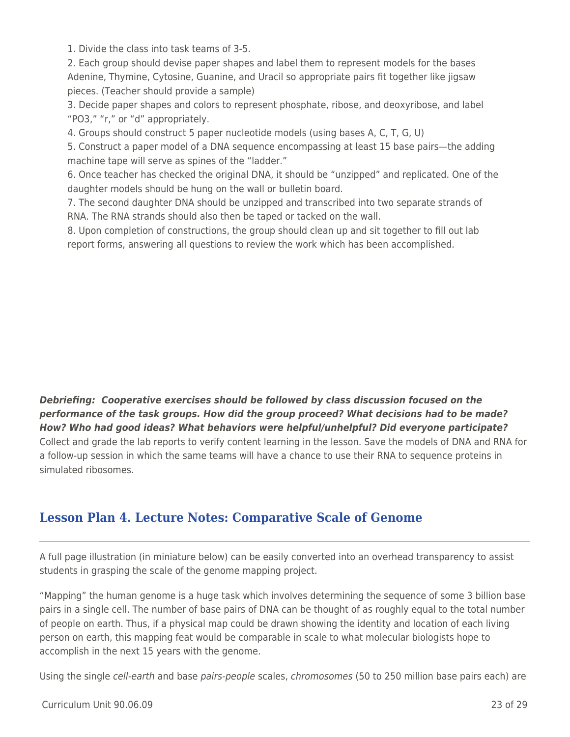1. Divide the class into task teams of 3-5.
2. Each group should devise paper shapes and label them to represent models for the bases Adenine, Thymine, Cytosine, Guanine, and Uracil so appropriate pairs fit together like jigsaw pieces. (Teacher should provide a sample)
3. Decide paper shapes and colors to represent phosphate, ribose, and deoxyribose, and label "PO3," "r," or "d" appropriately.
4. Groups should construct 5 paper nucleotide models (using bases A, C, T, G, U)
5. Construct a paper model of a DNA sequence encompassing at least 15 base pairs—the adding machine tape will serve as spines of the "ladder."
6. Once teacher has checked the original DNA, it should be "unzipped" and replicated. One of the daughter models should be hung on the wall or bulletin board.
7. The second daughter DNA should be unzipped and transcribed into two separate strands of RNA. The RNA strands should also then be taped or tacked on the wall.
8. Upon completion of constructions, the group should clean up and sit together to fill out lab report forms, answering all questions to review the work which has been accomplished.

***Debriefing: Cooperative exercises should be followed by class discussion focused on the performance of the task groups. How did the group proceed? What decisions had to be made? How? Who had good ideas? What behaviors were helpful/unhelpful? Did everyone participate?*** Collect and grade the lab reports to verify content learning in the lesson. Save the models of DNA and RNA for a follow-up session in which the same teams will have a chance to use their RNA to sequence proteins in simulated ribosomes.

## Lesson Plan 4. Lecture Notes: Comparative Scale of Genome

A full page illustration (in miniature below) can be easily converted into an overhead transparency to assist students in grasping the scale of the genome mapping project.

"Mapping" the human genome is a huge task which involves determining the sequence of some 3 billion base pairs in a single cell. The number of base pairs of DNA can be thought of as roughly equal to the total number of people on earth. Thus, if a physical map could be drawn showing the identity and location of each living person on earth, this mapping feat would be comparable in scale to what molecular biologists hope to accomplish in the next 15 years with the genome.

Using the single *cell-earth* and base *pairs-people* scales, *chromosomes* (50 to 250 million base pairs each) are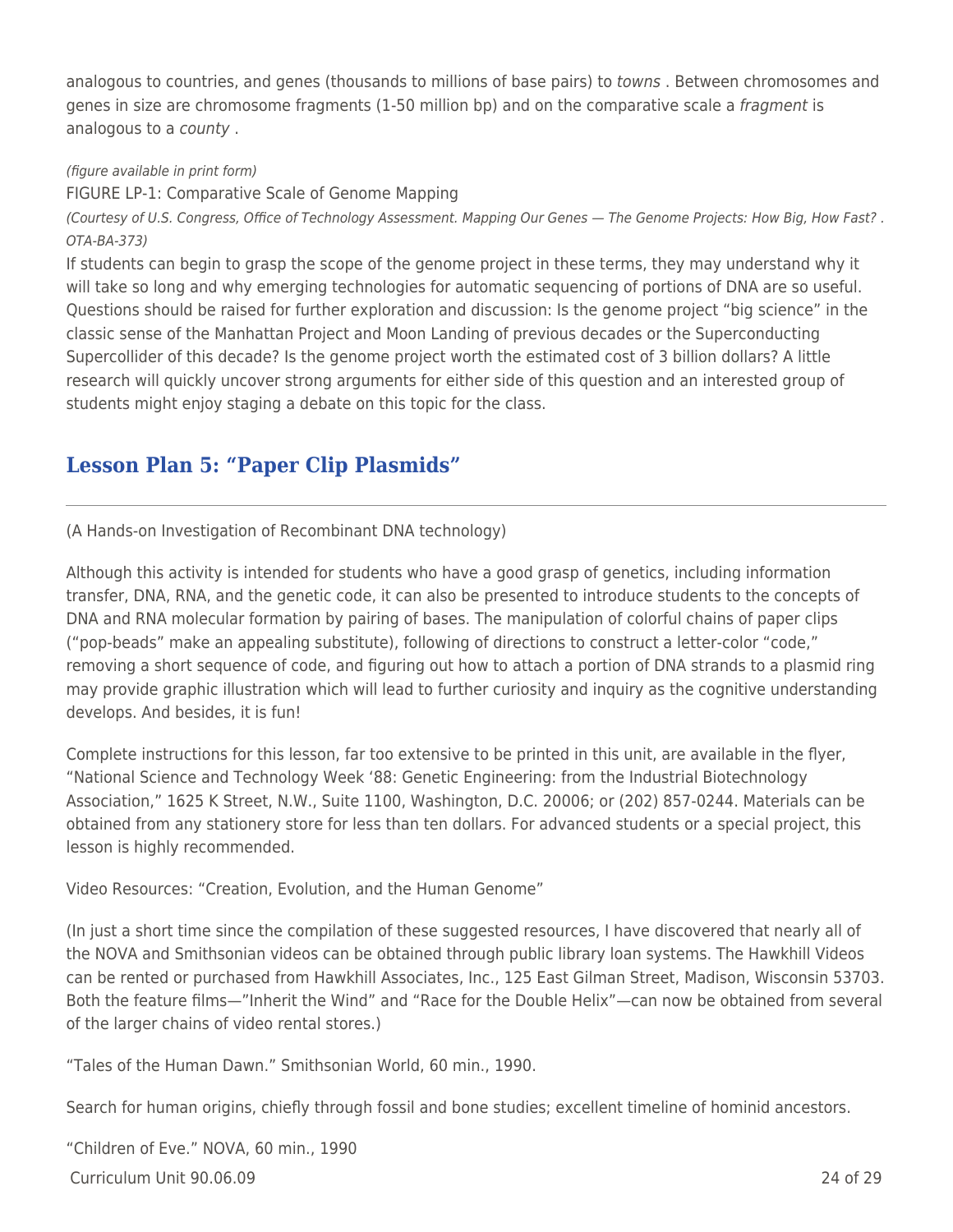analogous to countries, and genes (thousands to millions of base pairs) to *towns* . Between chromosomes and genes in size are chromosome fragments (1-50 million bp) and on the comparative scale a *fragment* is analogous to a *county* .

*(figure available in print form)*

FIGURE LP-1: Comparative Scale of Genome Mapping

*(Courtesy of U.S. Congress, Office of Technology Assessment. Mapping Our Genes — The Genome Projects: How Big, How Fast? . OTA-BA-373)*

If students can begin to grasp the scope of the genome project in these terms, they may understand why it will take so long and why emerging technologies for automatic sequencing of portions of DNA are so useful. Questions should be raised for further exploration and discussion: Is the genome project "big science" in the classic sense of the Manhattan Project and Moon Landing of previous decades or the Superconducting Supercollider of this decade? Is the genome project worth the estimated cost of 3 billion dollars? A little research will quickly uncover strong arguments for either side of this question and an interested group of students might enjoy staging a debate on this topic for the class.

## Lesson Plan 5: "Paper Clip Plasmids"

(A Hands-on Investigation of Recombinant DNA technology)

Although this activity is intended for students who have a good grasp of genetics, including information transfer, DNA, RNA, and the genetic code, it can also be presented to introduce students to the concepts of DNA and RNA molecular formation by pairing of bases. The manipulation of colorful chains of paper clips ("pop-beads" make an appealing substitute), following of directions to construct a letter-color "code," removing a short sequence of code, and figuring out how to attach a portion of DNA strands to a plasmid ring may provide graphic illustration which will lead to further curiosity and inquiry as the cognitive understanding develops. And besides, it is fun!

Complete instructions for this lesson, far too extensive to be printed in this unit, are available in the flyer, "National Science and Technology Week '88: Genetic Engineering: from the Industrial Biotechnology Association," 1625 K Street, N.W., Suite 1100, Washington, D.C. 20006; or (202) 857-0244. Materials can be obtained from any stationery store for less than ten dollars. For advanced students or a special project, this lesson is highly recommended.

Video Resources: "Creation, Evolution, and the Human Genome"

(In just a short time since the compilation of these suggested resources, I have discovered that nearly all of the NOVA and Smithsonian videos can be obtained through public library loan systems. The Hawkhill Videos can be rented or purchased from Hawkhill Associates, Inc., 125 East Gilman Street, Madison, Wisconsin 53703. Both the feature films—"Inherit the Wind" and "Race for the Double Helix"—can now be obtained from several of the larger chains of video rental stores.)

"Tales of the Human Dawn." Smithsonian World, 60 min., 1990.

Search for human origins, chiefly through fossil and bone studies; excellent timeline of hominid ancestors.

"Children of Eve." NOVA, 60 min., 1990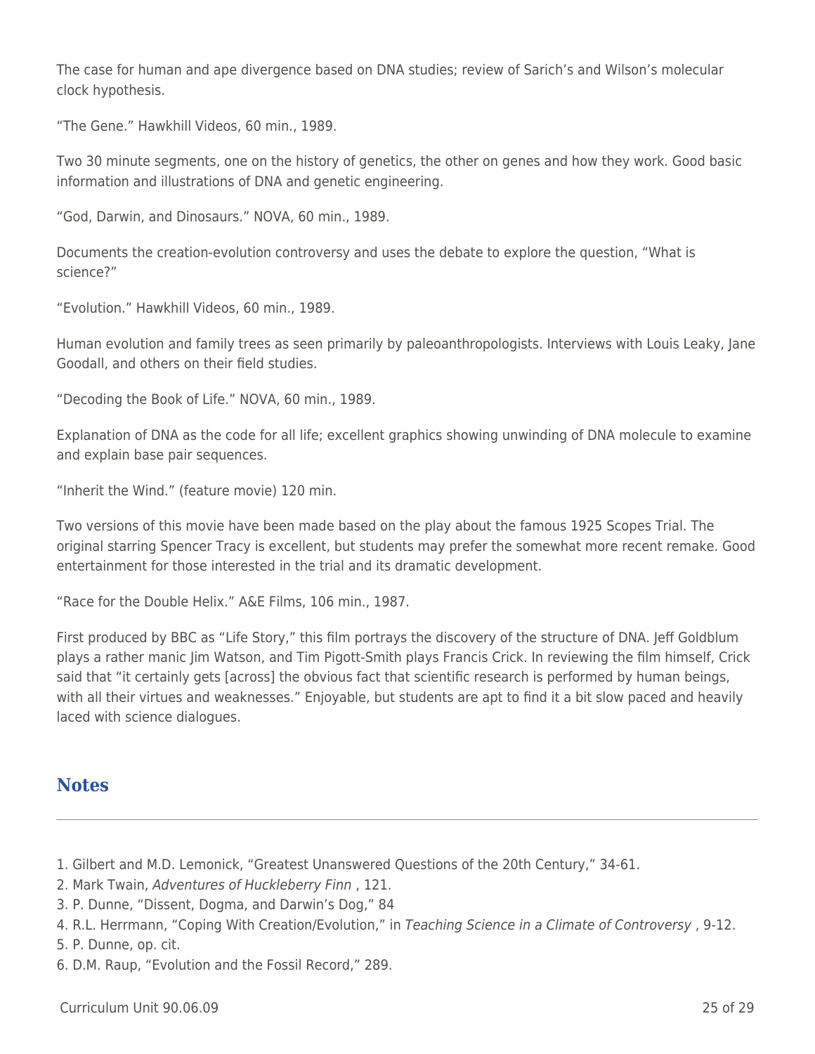The case for human and ape divergence based on DNA studies; review of Sarich's and Wilson's molecular clock hypothesis.

"The Gene." Hawkhill Videos, 60 min., 1989.

Two 30 minute segments, one on the history of genetics, the other on genes and how they work. Good basic information and illustrations of DNA and genetic engineering.

"God, Darwin, and Dinosaurs." NOVA, 60 min., 1989.

Documents the creation-evolution controversy and uses the debate to explore the question, "What is science?"

"Evolution." Hawkhill Videos, 60 min., 1989.

Human evolution and family trees as seen primarily by paleoanthropologists. Interviews with Louis Leaky, Jane Goodall, and others on their field studies.

"Decoding the Book of Life." NOVA, 60 min., 1989.

Explanation of DNA as the code for all life; excellent graphics showing unwinding of DNA molecule to examine and explain base pair sequences.

"Inherit the Wind." (feature movie) 120 min.

Two versions of this movie have been made based on the play about the famous 1925 Scopes Trial. The original starring Spencer Tracy is excellent, but students may prefer the somewhat more recent remake. Good entertainment for those interested in the trial and its dramatic development.

"Race for the Double Helix." A&E Films, 106 min., 1987.

First produced by BBC as "Life Story," this film portrays the discovery of the structure of DNA. Jeff Goldblum plays a rather manic Jim Watson, and Tim Pigott-Smith plays Francis Crick. In reviewing the film himself, Crick said that "it certainly gets [across] the obvious fact that scientific research is performed by human beings, with all their virtues and weaknesses." Enjoyable, but students are apt to find it a bit slow paced and heavily laced with science dialogues.

## Notes

1. Gilbert and M.D. Lemonick, "Greatest Unanswered Questions of the 20th Century," 34-61.
2. Mark Twain, *Adventures of Huckleberry Finn* , 121.
3. P. Dunne, "Dissent, Dogma, and Darwin's Dog," 84
4. R.L. Herrmann, "Coping With Creation/Evolution," in *Teaching Science in a Climate of Controversy* , 9-12.
5. P. Dunne, op. cit.
6. D.M. Raup, "Evolution and the Fossil Record," 289.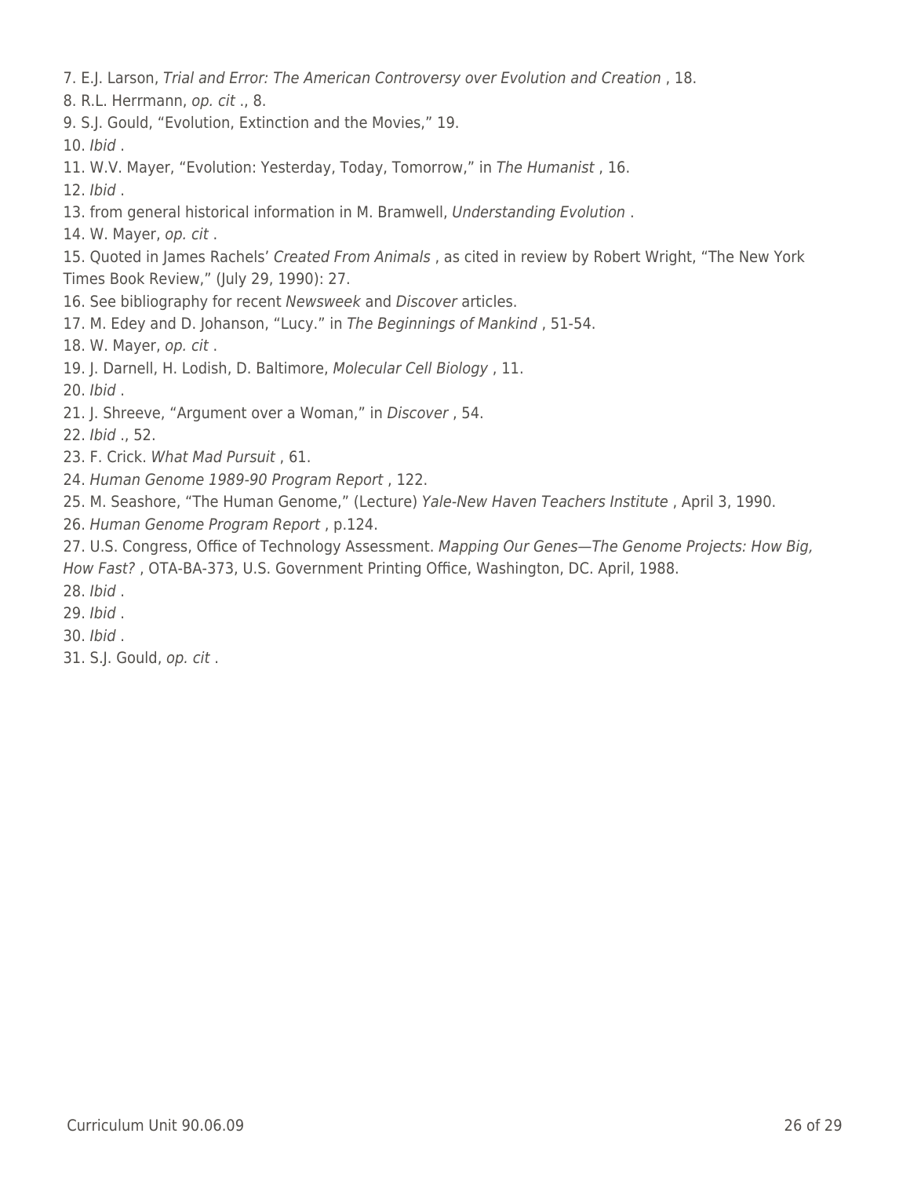7. E.J. Larson, *Trial and Error: The American Controversy over Evolution and Creation* , 18.
8. R.L. Herrmann, *op. cit* ., 8.
9. S.J. Gould, "Evolution, Extinction and the Movies," 19.
10. *Ibid* .
11. W.V. Mayer, "Evolution: Yesterday, Today, Tomorrow," in *The Humanist* , 16.
12. *Ibid* .
13. from general historical information in M. Bramwell, *Understanding Evolution* .
14. W. Mayer, *op. cit* .
15. Quoted in James Rachels' *Created From Animals* , as cited in review by Robert Wright, "The New York Times Book Review," (July 29, 1990): 27.
16. See bibliography for recent *Newsweek* and *Discover* articles.
17. M. Edey and D. Johanson, "Lucy." in *The Beginnings of Mankind* , 51-54.
18. W. Mayer, *op. cit* .
19. J. Darnell, H. Lodish, D. Baltimore, *Molecular Cell Biology* , 11.
20. *Ibid* .
21. J. Shreeve, "Argument over a Woman," in *Discover* , 54.
22. *Ibid* ., 52.
23. F. Crick. *What Mad Pursuit* , 61.
24. *Human Genome 1989-90 Program Report* , 122.
25. M. Seashore, "The Human Genome," (Lecture) *Yale-New Haven Teachers Institute* , April 3, 1990.
26. *Human Genome Program Report* , p.124.
27. U.S. Congress, Office of Technology Assessment. *Mapping Our Genes—The Genome Projects: How Big, How Fast?* , OTA-BA-373, U.S. Government Printing Office, Washington, DC. April, 1988.
28. *Ibid* .
29. *Ibid* .
30. *Ibid* .
31. S.J. Gould, *op. cit* .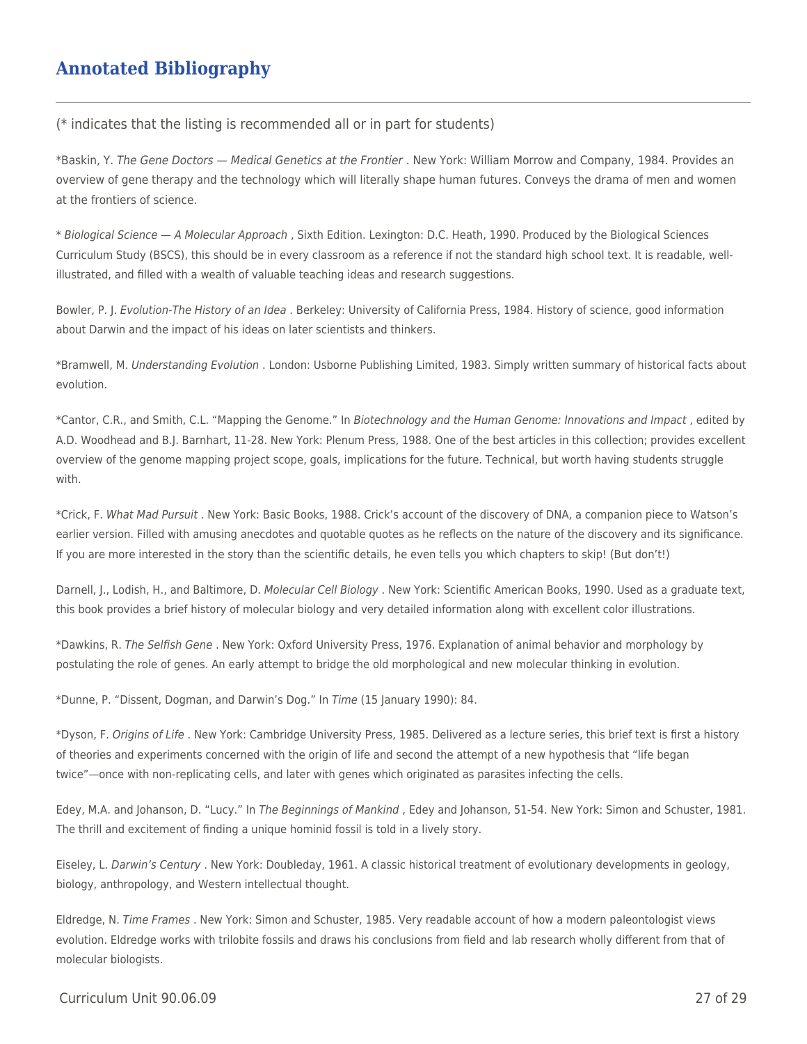## Annotated Bibliography

(* indicates that the listing is recommended all or in part for students)

*Baskin, Y. *The Gene Doctors — Medical Genetics at the Frontier* . New York: William Morrow and Company, 1984. Provides an overview of gene therapy and the technology which will literally shape human futures. Conveys the drama of men and women at the frontiers of science.

* *Biological Science — A Molecular Approach* , Sixth Edition. Lexington: D.C. Heath, 1990. Produced by the Biological Sciences Curriculum Study (BSCS), this should be in every classroom as a reference if not the standard high school text. It is readable, well-illustrated, and filled with a wealth of valuable teaching ideas and research suggestions.

Bowler, P. J. *Evolution-The History of an Idea* . Berkeley: University of California Press, 1984. History of science, good information about Darwin and the impact of his ideas on later scientists and thinkers.

*Bramwell, M. *Understanding Evolution* . London: Usborne Publishing Limited, 1983. Simply written summary of historical facts about evolution.

*Cantor, C.R., and Smith, C.L. "Mapping the Genome." In *Biotechnology and the Human Genome: Innovations and Impact* , edited by A.D. Woodhead and B.J. Barnhart, 11-28. New York: Plenum Press, 1988. One of the best articles in this collection; provides excellent overview of the genome mapping project scope, goals, implications for the future. Technical, but worth having students struggle with.

*Crick, F. *What Mad Pursuit* . New York: Basic Books, 1988. Crick's account of the discovery of DNA, a companion piece to Watson's earlier version. Filled with amusing anecdotes and quotable quotes as he reflects on the nature of the discovery and its significance. If you are more interested in the story than the scientific details, he even tells you which chapters to skip! (But don't!)

Darnell, J., Lodish, H., and Baltimore, D. *Molecular Cell Biology* . New York: Scientific American Books, 1990. Used as a graduate text, this book provides a brief history of molecular biology and very detailed information along with excellent color illustrations.

*Dawkins, R. *The Selfish Gene* . New York: Oxford University Press, 1976. Explanation of animal behavior and morphology by postulating the role of genes. An early attempt to bridge the old morphological and new molecular thinking in evolution.

*Dunne, P. "Dissent, Dogman, and Darwin's Dog." In *Time* (15 January 1990): 84.

*Dyson, F. *Origins of Life* . New York: Cambridge University Press, 1985. Delivered as a lecture series, this brief text is first a history of theories and experiments concerned with the origin of life and second the attempt of a new hypothesis that "life began twice"—once with non-replicating cells, and later with genes which originated as parasites infecting the cells.

Edey, M.A. and Johanson, D. "Lucy." In *The Beginnings of Mankind* , Edey and Johanson, 51-54. New York: Simon and Schuster, 1981. The thrill and excitement of finding a unique hominid fossil is told in a lively story.

Eiseley, L. *Darwin's Century* . New York: Doubleday, 1961. A classic historical treatment of evolutionary developments in geology, biology, anthropology, and Western intellectual thought.

Eldredge, N. *Time Frames* . New York: Simon and Schuster, 1985. Very readable account of how a modern paleontologist views evolution. Eldredge works with trilobite fossils and draws his conclusions from field and lab research wholly different from that of molecular biologists.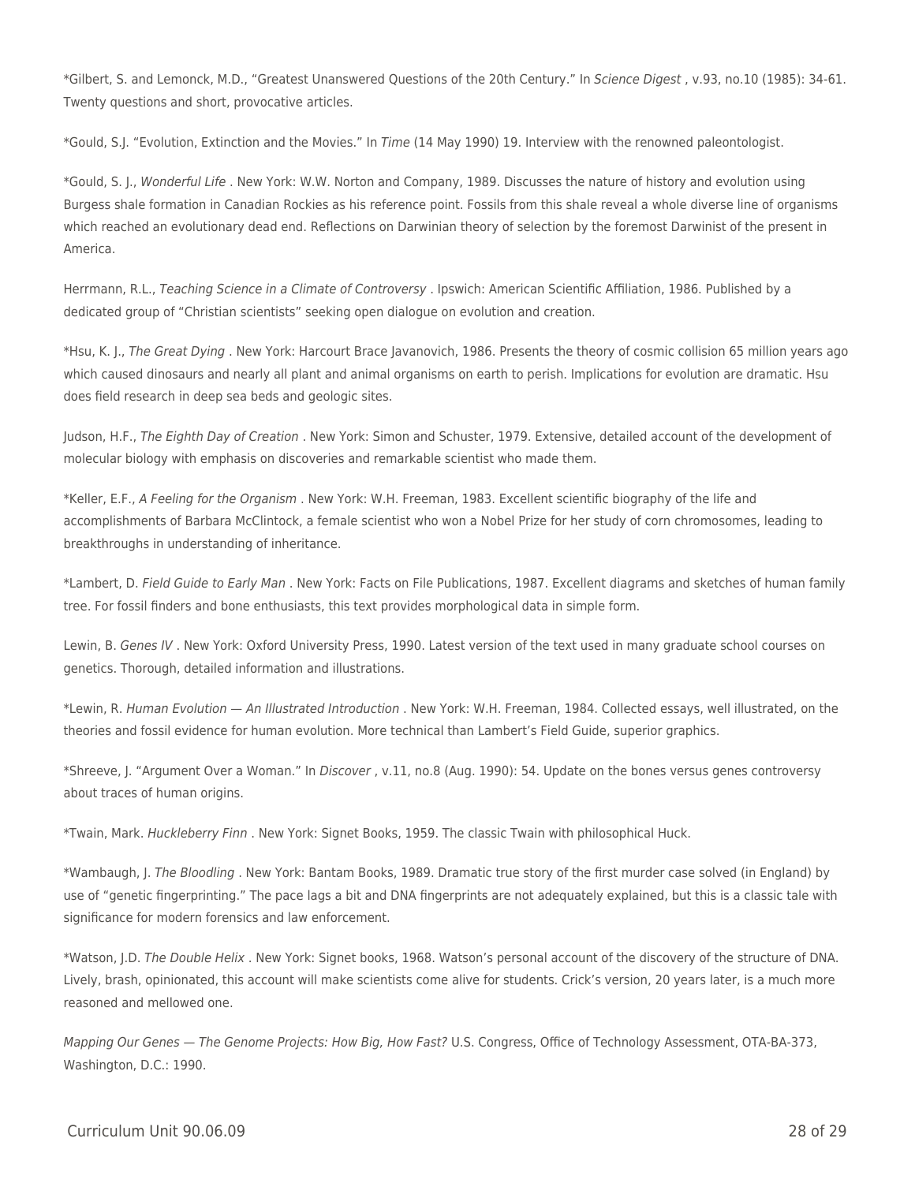*Gilbert, S. and Lemonck, M.D., "Greatest Unanswered Questions of the 20th Century." In *Science Digest* , v.93, no.10 (1985): 34-61. Twenty questions and short, provocative articles.

*Gould, S.J. "Evolution, Extinction and the Movies." In *Time* (14 May 1990) 19. Interview with the renowned paleontologist.

*Gould, S. J., *Wonderful Life* . New York: W.W. Norton and Company, 1989. Discusses the nature of history and evolution using Burgess shale formation in Canadian Rockies as his reference point. Fossils from this shale reveal a whole diverse line of organisms which reached an evolutionary dead end. Reflections on Darwinian theory of selection by the foremost Darwinist of the present in America.

Herrmann, R.L., *Teaching Science in a Climate of Controversy* . Ipswich: American Scientific Affiliation, 1986. Published by a dedicated group of "Christian scientists" seeking open dialogue on evolution and creation.

*Hsu, K. J., *The Great Dying* . New York: Harcourt Brace Javanovich, 1986. Presents the theory of cosmic collision 65 million years ago which caused dinosaurs and nearly all plant and animal organisms on earth to perish. Implications for evolution are dramatic. Hsu does field research in deep sea beds and geologic sites.

Judson, H.F., *The Eighth Day of Creation* . New York: Simon and Schuster, 1979. Extensive, detailed account of the development of molecular biology with emphasis on discoveries and remarkable scientist who made them.

*Keller, E.F., *A Feeling for the Organism* . New York: W.H. Freeman, 1983. Excellent scientific biography of the life and accomplishments of Barbara McClintock, a female scientist who won a Nobel Prize for her study of corn chromosomes, leading to breakthroughs in understanding of inheritance.

*Lambert, D. *Field Guide to Early Man* . New York: Facts on File Publications, 1987. Excellent diagrams and sketches of human family tree. For fossil finders and bone enthusiasts, this text provides morphological data in simple form.

Lewin, B. *Genes IV* . New York: Oxford University Press, 1990. Latest version of the text used in many graduate school courses on genetics. Thorough, detailed information and illustrations.

*Lewin, R. *Human Evolution — An Illustrated Introduction* . New York: W.H. Freeman, 1984. Collected essays, well illustrated, on the theories and fossil evidence for human evolution. More technical than Lambert's Field Guide, superior graphics.

*Shreeve, J. "Argument Over a Woman." In *Discover* , v.11, no.8 (Aug. 1990): 54. Update on the bones versus genes controversy about traces of human origins.

*Twain, Mark. *Huckleberry Finn* . New York: Signet Books, 1959. The classic Twain with philosophical Huck.

*Wambaugh, J. *The Bloodling* . New York: Bantam Books, 1989. Dramatic true story of the first murder case solved (in England) by use of "genetic fingerprinting." The pace lags a bit and DNA fingerprints are not adequately explained, but this is a classic tale with significance for modern forensics and law enforcement.

*Watson, J.D. *The Double Helix* . New York: Signet books, 1968. Watson's personal account of the discovery of the structure of DNA. Lively, brash, opinionated, this account will make scientists come alive for students. Crick's version, 20 years later, is a much more reasoned and mellowed one.

*Mapping Our Genes — The Genome Projects: How Big, How Fast?* U.S. Congress, Office of Technology Assessment, OTA-BA-373, Washington, D.C.: 1990.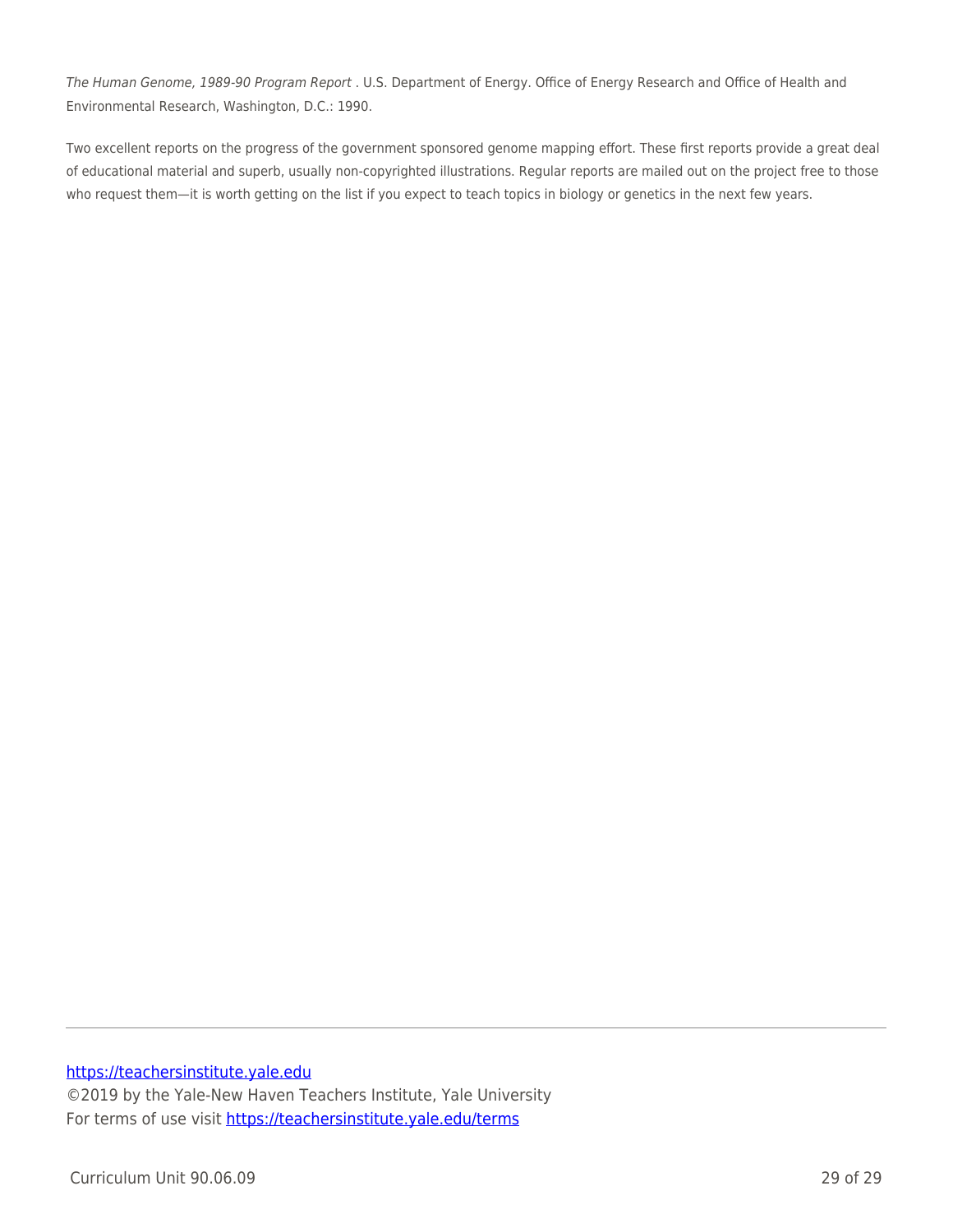*The Human Genome, 1989-90 Program Report* . U.S. Department of Energy. Office of Energy Research and Office of Health and Environmental Research, Washington, D.C.: 1990.

Two excellent reports on the progress of the government sponsored genome mapping effort. These first reports provide a great deal of educational material and superb, usually non-copyrighted illustrations. Regular reports are mailed out on the project free to those who request them—it is worth getting on the list if you expect to teach topics in biology or genetics in the next few years.

https://teachersinstitute.yale.edu
©2019 by the Yale-New Haven Teachers Institute, Yale University
For terms of use visit https://teachersinstitute.yale.edu/terms